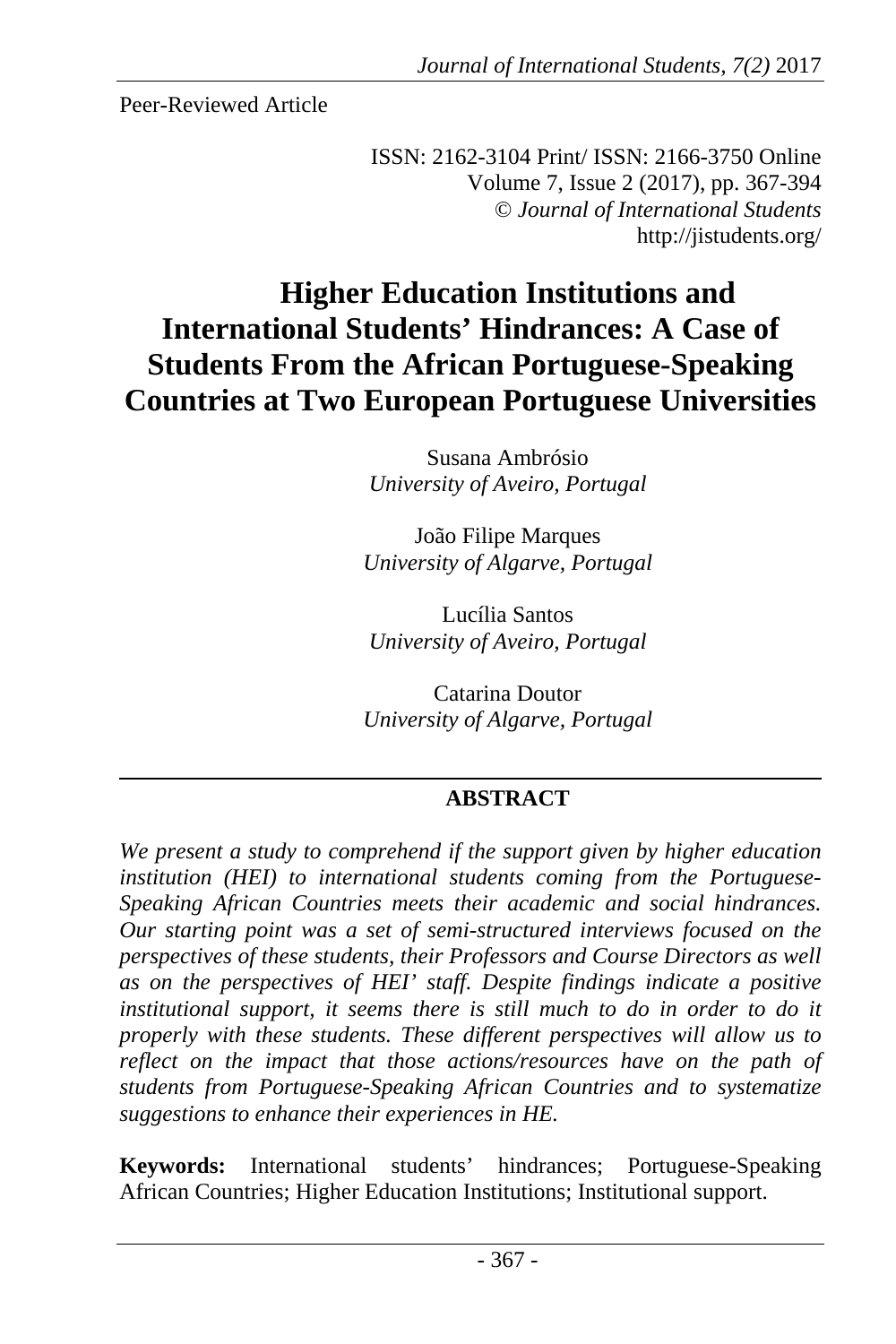Peer-Reviewed Article

ISSN: 2162-3104 Print/ ISSN: 2166-3750 Online
Volume 7, Issue 2 (2017), pp. 367-394
© *Journal of International Students*
http://jistudents.org/

# Higher Education Institutions and International Students' Hindrances: A Case of Students From the African Portuguese-Speaking Countries at Two European Portuguese Universities

Susana Ambrósio
*University of Aveiro, Portugal*

João Filipe Marques
*University of Algarve, Portugal*

Lucília Santos
*University of Aveiro, Portugal*

Catarina Doutor
*University of Algarve, Portugal*

## ABSTRACT

*We present a study to comprehend if the support given by higher education institution (HEI) to international students coming from the Portuguese-Speaking African Countries meets their academic and social hindrances. Our starting point was a set of semi-structured interviews focused on the perspectives of these students, their Professors and Course Directors as well as on the perspectives of HEI' staff. Despite findings indicate a positive institutional support, it seems there is still much to do in order to do it properly with these students. These different perspectives will allow us to reflect on the impact that those actions/resources have on the path of students from Portuguese-Speaking African Countries and to systematize suggestions to enhance their experiences in HE.*

**Keywords:** International students' hindrances; Portuguese-Speaking African Countries; Higher Education Institutions; Institutional support.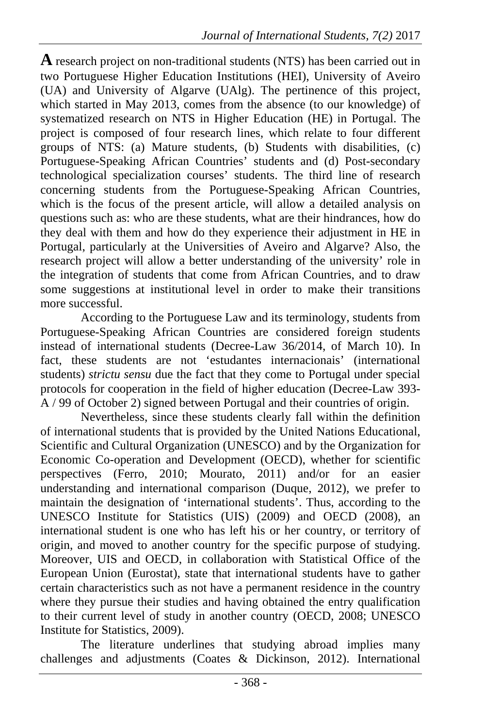**A** research project on non-traditional students (NTS) has been carried out in two Portuguese Higher Education Institutions (HEI), University of Aveiro (UA) and University of Algarve (UAlg). The pertinence of this project, which started in May 2013, comes from the absence (to our knowledge) of systematized research on NTS in Higher Education (HE) in Portugal. The project is composed of four research lines, which relate to four different groups of NTS: (a) Mature students, (b) Students with disabilities, (c) Portuguese-Speaking African Countries' students and (d) Post-secondary technological specialization courses' students. The third line of research concerning students from the Portuguese-Speaking African Countries, which is the focus of the present article, will allow a detailed analysis on questions such as: who are these students, what are their hindrances, how do they deal with them and how do they experience their adjustment in HE in Portugal, particularly at the Universities of Aveiro and Algarve? Also, the research project will allow a better understanding of the university' role in the integration of students that come from African Countries, and to draw some suggestions at institutional level in order to make their transitions more successful.

According to the Portuguese Law and its terminology, students from Portuguese-Speaking African Countries are considered foreign students instead of international students (Decree-Law 36/2014, of March 10). In fact, these students are not 'estudantes internacionais' (international students) *strictu sensu* due the fact that they come to Portugal under special protocols for cooperation in the field of higher education (Decree-Law 393-A / 99 of October 2) signed between Portugal and their countries of origin.

Nevertheless, since these students clearly fall within the definition of international students that is provided by the United Nations Educational, Scientific and Cultural Organization (UNESCO) and by the Organization for Economic Co-operation and Development (OECD), whether for scientific perspectives (Ferro, 2010; Mourato, 2011) and/or for an easier understanding and international comparison (Duque, 2012), we prefer to maintain the designation of 'international students'. Thus, according to the UNESCO Institute for Statistics (UIS) (2009) and OECD (2008), an international student is one who has left his or her country, or territory of origin, and moved to another country for the specific purpose of studying. Moreover, UIS and OECD, in collaboration with Statistical Office of the European Union (Eurostat), state that international students have to gather certain characteristics such as not have a permanent residence in the country where they pursue their studies and having obtained the entry qualification to their current level of study in another country (OECD, 2008; UNESCO Institute for Statistics, 2009).

The literature underlines that studying abroad implies many challenges and adjustments (Coates & Dickinson, 2012). International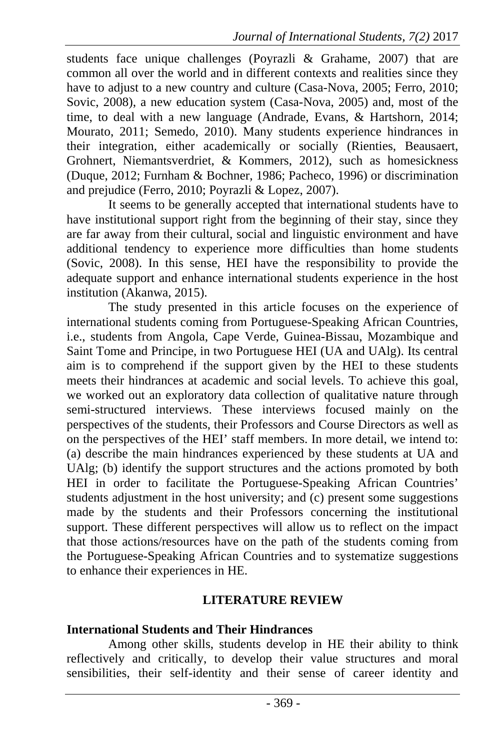students face unique challenges (Poyrazli & Grahame, 2007) that are common all over the world and in different contexts and realities since they have to adjust to a new country and culture (Casa-Nova, 2005; Ferro, 2010; Sovic, 2008), a new education system (Casa-Nova, 2005) and, most of the time, to deal with a new language (Andrade, Evans, & Hartshorn, 2014; Mourato, 2011; Semedo, 2010). Many students experience hindrances in their integration, either academically or socially (Rienties, Beausaert, Grohnert, Niemantsverdriet, & Kommers, 2012), such as homesickness (Duque, 2012; Furnham & Bochner, 1986; Pacheco, 1996) or discrimination and prejudice (Ferro, 2010; Poyrazli & Lopez, 2007).

It seems to be generally accepted that international students have to have institutional support right from the beginning of their stay, since they are far away from their cultural, social and linguistic environment and have additional tendency to experience more difficulties than home students (Sovic, 2008). In this sense, HEI have the responsibility to provide the adequate support and enhance international students experience in the host institution (Akanwa, 2015).

The study presented in this article focuses on the experience of international students coming from Portuguese-Speaking African Countries, i.e., students from Angola, Cape Verde, Guinea-Bissau, Mozambique and Saint Tome and Principe, in two Portuguese HEI (UA and UAlg). Its central aim is to comprehend if the support given by the HEI to these students meets their hindrances at academic and social levels. To achieve this goal, we worked out an exploratory data collection of qualitative nature through semi-structured interviews. These interviews focused mainly on the perspectives of the students, their Professors and Course Directors as well as on the perspectives of the HEI' staff members. In more detail, we intend to: (a) describe the main hindrances experienced by these students at UA and UAlg; (b) identify the support structures and the actions promoted by both HEI in order to facilitate the Portuguese-Speaking African Countries' students adjustment in the host university; and (c) present some suggestions made by the students and their Professors concerning the institutional support. These different perspectives will allow us to reflect on the impact that those actions/resources have on the path of the students coming from the Portuguese-Speaking African Countries and to systematize suggestions to enhance their experiences in HE.

## LITERATURE REVIEW

### International Students and Their Hindrances

Among other skills, students develop in HE their ability to think reflectively and critically, to develop their value structures and moral sensibilities, their self-identity and their sense of career identity and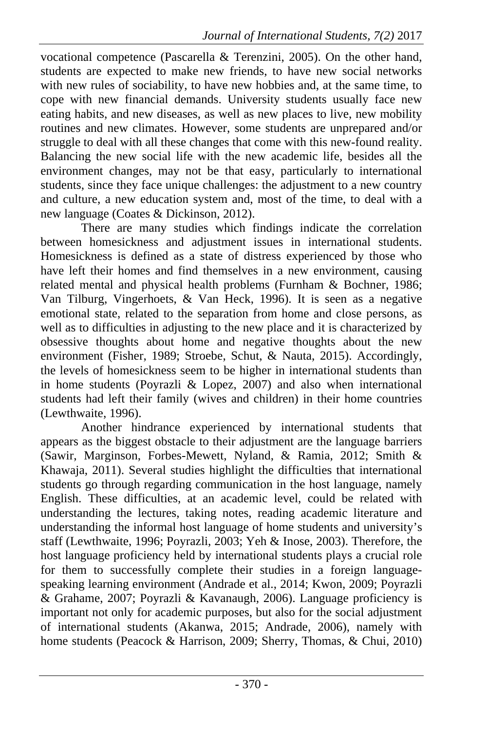vocational competence (Pascarella & Terenzini, 2005). On the other hand, students are expected to make new friends, to have new social networks with new rules of sociability, to have new hobbies and, at the same time, to cope with new financial demands. University students usually face new eating habits, and new diseases, as well as new places to live, new mobility routines and new climates. However, some students are unprepared and/or struggle to deal with all these changes that come with this new-found reality. Balancing the new social life with the new academic life, besides all the environment changes, may not be that easy, particularly to international students, since they face unique challenges: the adjustment to a new country and culture, a new education system and, most of the time, to deal with a new language (Coates & Dickinson, 2012).

There are many studies which findings indicate the correlation between homesickness and adjustment issues in international students. Homesickness is defined as a state of distress experienced by those who have left their homes and find themselves in a new environment, causing related mental and physical health problems (Furnham & Bochner, 1986; Van Tilburg, Vingerhoets, & Van Heck, 1996). It is seen as a negative emotional state, related to the separation from home and close persons, as well as to difficulties in adjusting to the new place and it is characterized by obsessive thoughts about home and negative thoughts about the new environment (Fisher, 1989; Stroebe, Schut, & Nauta, 2015). Accordingly, the levels of homesickness seem to be higher in international students than in home students (Poyrazli & Lopez, 2007) and also when international students had left their family (wives and children) in their home countries (Lewthwaite, 1996).

Another hindrance experienced by international students that appears as the biggest obstacle to their adjustment are the language barriers (Sawir, Marginson, Forbes-Mewett, Nyland, & Ramia, 2012; Smith & Khawaja, 2011). Several studies highlight the difficulties that international students go through regarding communication in the host language, namely English. These difficulties, at an academic level, could be related with understanding the lectures, taking notes, reading academic literature and understanding the informal host language of home students and university's staff (Lewthwaite, 1996; Poyrazli, 2003; Yeh & Inose, 2003). Therefore, the host language proficiency held by international students plays a crucial role for them to successfully complete their studies in a foreign language-speaking learning environment (Andrade et al., 2014; Kwon, 2009; Poyrazli & Grahame, 2007; Poyrazli & Kavanaugh, 2006). Language proficiency is important not only for academic purposes, but also for the social adjustment of international students (Akanwa, 2015; Andrade, 2006), namely with home students (Peacock & Harrison, 2009; Sherry, Thomas, & Chui, 2010)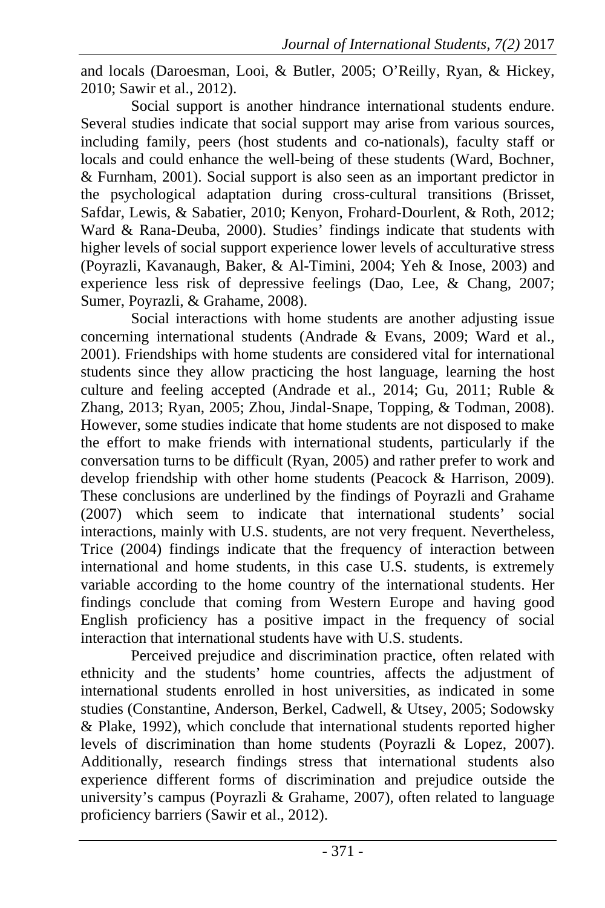and locals (Daroesman, Looi, & Butler, 2005; O'Reilly, Ryan, & Hickey, 2010; Sawir et al., 2012).

Social support is another hindrance international students endure. Several studies indicate that social support may arise from various sources, including family, peers (host students and co-nationals), faculty staff or locals and could enhance the well-being of these students (Ward, Bochner, & Furnham, 2001). Social support is also seen as an important predictor in the psychological adaptation during cross-cultural transitions (Brisset, Safdar, Lewis, & Sabatier, 2010; Kenyon, Frohard-Dourlent, & Roth, 2012; Ward & Rana-Deuba, 2000). Studies' findings indicate that students with higher levels of social support experience lower levels of acculturative stress (Poyrazli, Kavanaugh, Baker, & Al-Timini, 2004; Yeh & Inose, 2003) and experience less risk of depressive feelings (Dao, Lee, & Chang, 2007; Sumer, Poyrazli, & Grahame, 2008).

Social interactions with home students are another adjusting issue concerning international students (Andrade & Evans, 2009; Ward et al., 2001). Friendships with home students are considered vital for international students since they allow practicing the host language, learning the host culture and feeling accepted (Andrade et al., 2014; Gu, 2011; Ruble & Zhang, 2013; Ryan, 2005; Zhou, Jindal-Snape, Topping, & Todman, 2008). However, some studies indicate that home students are not disposed to make the effort to make friends with international students, particularly if the conversation turns to be difficult (Ryan, 2005) and rather prefer to work and develop friendship with other home students (Peacock & Harrison, 2009). These conclusions are underlined by the findings of Poyrazli and Grahame (2007) which seem to indicate that international students' social interactions, mainly with U.S. students, are not very frequent. Nevertheless, Trice (2004) findings indicate that the frequency of interaction between international and home students, in this case U.S. students, is extremely variable according to the home country of the international students. Her findings conclude that coming from Western Europe and having good English proficiency has a positive impact in the frequency of social interaction that international students have with U.S. students.

Perceived prejudice and discrimination practice, often related with ethnicity and the students' home countries, affects the adjustment of international students enrolled in host universities, as indicated in some studies (Constantine, Anderson, Berkel, Cadwell, & Utsey, 2005; Sodowsky & Plake, 1992), which conclude that international students reported higher levels of discrimination than home students (Poyrazli & Lopez, 2007). Additionally, research findings stress that international students also experience different forms of discrimination and prejudice outside the university's campus (Poyrazli & Grahame, 2007), often related to language proficiency barriers (Sawir et al., 2012).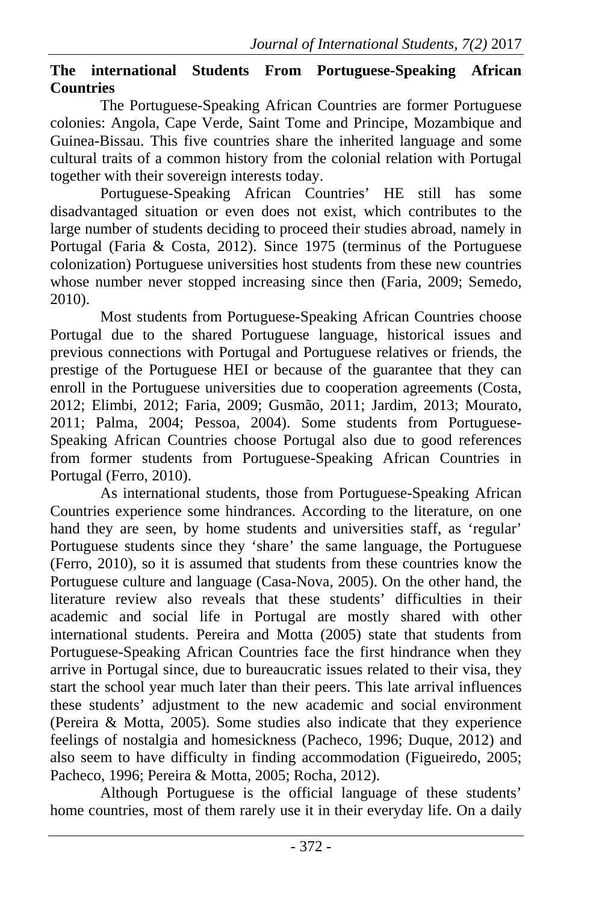**The international Students From Portuguese-Speaking African Countries**

The Portuguese-Speaking African Countries are former Portuguese colonies: Angola, Cape Verde, Saint Tome and Principe, Mozambique and Guinea-Bissau. This five countries share the inherited language and some cultural traits of a common history from the colonial relation with Portugal together with their sovereign interests today.

Portuguese-Speaking African Countries' HE still has some disadvantaged situation or even does not exist, which contributes to the large number of students deciding to proceed their studies abroad, namely in Portugal (Faria & Costa, 2012). Since 1975 (terminus of the Portuguese colonization) Portuguese universities host students from these new countries whose number never stopped increasing since then (Faria, 2009; Semedo, 2010).

Most students from Portuguese-Speaking African Countries choose Portugal due to the shared Portuguese language, historical issues and previous connections with Portugal and Portuguese relatives or friends, the prestige of the Portuguese HEI or because of the guarantee that they can enroll in the Portuguese universities due to cooperation agreements (Costa, 2012; Elimbi, 2012; Faria, 2009; Gusmão, 2011; Jardim, 2013; Mourato, 2011; Palma, 2004; Pessoa, 2004). Some students from Portuguese-Speaking African Countries choose Portugal also due to good references from former students from Portuguese-Speaking African Countries in Portugal (Ferro, 2010).

As international students, those from Portuguese-Speaking African Countries experience some hindrances. According to the literature, on one hand they are seen, by home students and universities staff, as 'regular' Portuguese students since they 'share' the same language, the Portuguese (Ferro, 2010), so it is assumed that students from these countries know the Portuguese culture and language (Casa-Nova, 2005). On the other hand, the literature review also reveals that these students' difficulties in their academic and social life in Portugal are mostly shared with other international students. Pereira and Motta (2005) state that students from Portuguese-Speaking African Countries face the first hindrance when they arrive in Portugal since, due to bureaucratic issues related to their visa, they start the school year much later than their peers. This late arrival influences these students' adjustment to the new academic and social environment (Pereira & Motta, 2005). Some studies also indicate that they experience feelings of nostalgia and homesickness (Pacheco, 1996; Duque, 2012) and also seem to have difficulty in finding accommodation (Figueiredo, 2005; Pacheco, 1996; Pereira & Motta, 2005; Rocha, 2012).

Although Portuguese is the official language of these students' home countries, most of them rarely use it in their everyday life. On a daily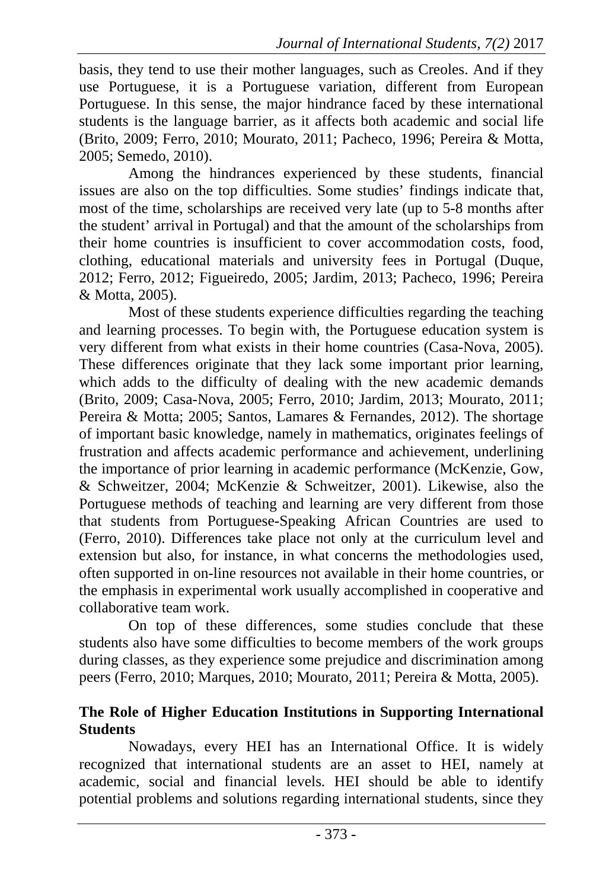basis, they tend to use their mother languages, such as Creoles. And if they use Portuguese, it is a Portuguese variation, different from European Portuguese. In this sense, the major hindrance faced by these international students is the language barrier, as it affects both academic and social life (Brito, 2009; Ferro, 2010; Mourato, 2011; Pacheco, 1996; Pereira & Motta, 2005; Semedo, 2010).

Among the hindrances experienced by these students, financial issues are also on the top difficulties. Some studies' findings indicate that, most of the time, scholarships are received very late (up to 5-8 months after the student' arrival in Portugal) and that the amount of the scholarships from their home countries is insufficient to cover accommodation costs, food, clothing, educational materials and university fees in Portugal (Duque, 2012; Ferro, 2012; Figueiredo, 2005; Jardim, 2013; Pacheco, 1996; Pereira & Motta, 2005).

Most of these students experience difficulties regarding the teaching and learning processes. To begin with, the Portuguese education system is very different from what exists in their home countries (Casa-Nova, 2005). These differences originate that they lack some important prior learning, which adds to the difficulty of dealing with the new academic demands (Brito, 2009; Casa-Nova, 2005; Ferro, 2010; Jardim, 2013; Mourato, 2011; Pereira & Motta; 2005; Santos, Lamares & Fernandes, 2012). The shortage of important basic knowledge, namely in mathematics, originates feelings of frustration and affects academic performance and achievement, underlining the importance of prior learning in academic performance (McKenzie, Gow, & Schweitzer, 2004; McKenzie & Schweitzer, 2001). Likewise, also the Portuguese methods of teaching and learning are very different from those that students from Portuguese-Speaking African Countries are used to (Ferro, 2010). Differences take place not only at the curriculum level and extension but also, for instance, in what concerns the methodologies used, often supported in on-line resources not available in their home countries, or the emphasis in experimental work usually accomplished in cooperative and collaborative team work.

On top of these differences, some studies conclude that these students also have some difficulties to become members of the work groups during classes, as they experience some prejudice and discrimination among peers (Ferro, 2010; Marques, 2010; Mourato, 2011; Pereira & Motta, 2005).

**The Role of Higher Education Institutions in Supporting International Students**

Nowadays, every HEI has an International Office. It is widely recognized that international students are an asset to HEI, namely at academic, social and financial levels. HEI should be able to identify potential problems and solutions regarding international students, since they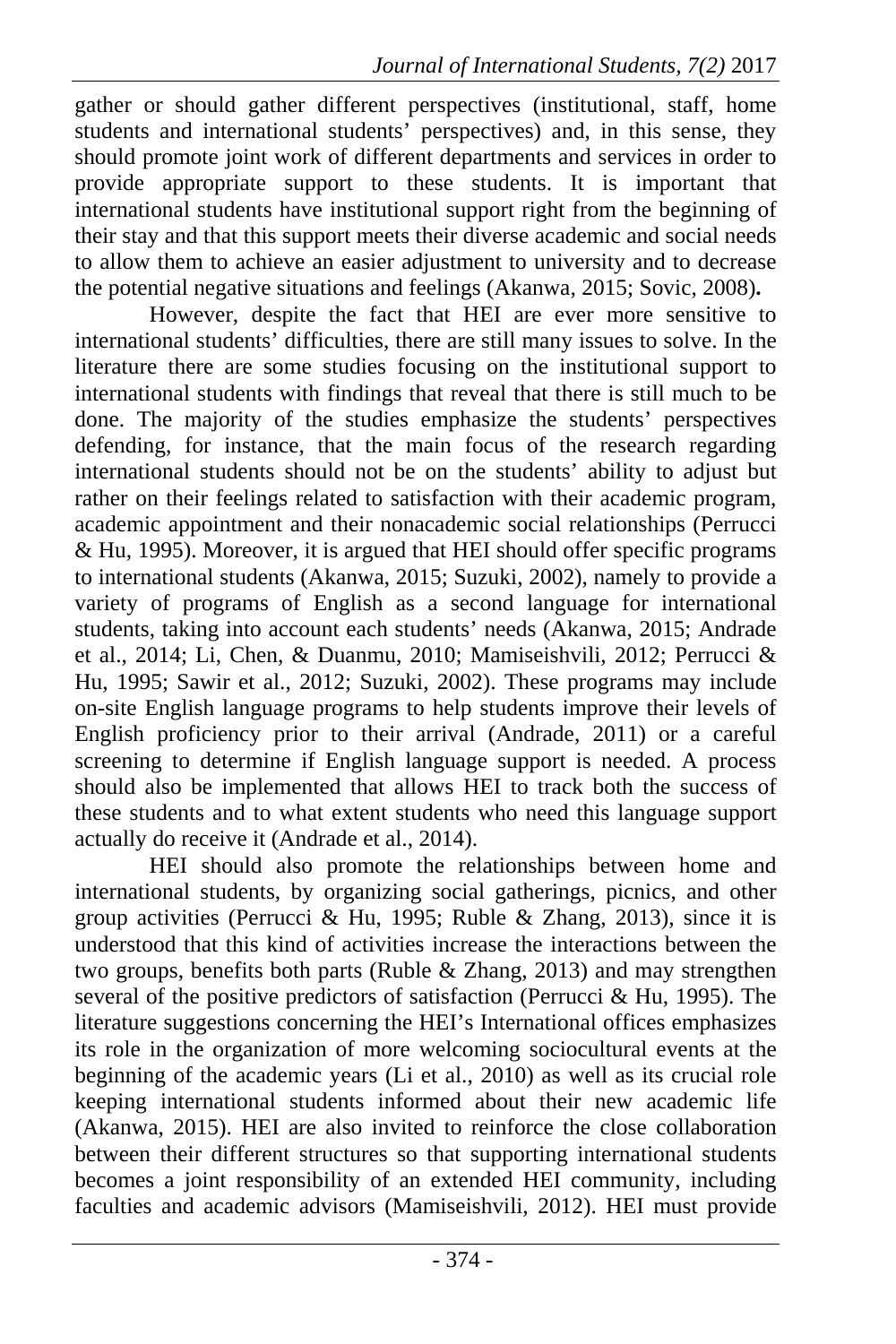gather or should gather different perspectives (institutional, staff, home students and international students' perspectives) and, in this sense, they should promote joint work of different departments and services in order to provide appropriate support to these students. It is important that international students have institutional support right from the beginning of their stay and that this support meets their diverse academic and social needs to allow them to achieve an easier adjustment to university and to decrease the potential negative situations and feelings (Akanwa, 2015; Sovic, 2008**).**

However, despite the fact that HEI are ever more sensitive to international students' difficulties, there are still many issues to solve. In the literature there are some studies focusing on the institutional support to international students with findings that reveal that there is still much to be done. The majority of the studies emphasize the students' perspectives defending, for instance, that the main focus of the research regarding international students should not be on the students' ability to adjust but rather on their feelings related to satisfaction with their academic program, academic appointment and their nonacademic social relationships (Perrucci & Hu, 1995). Moreover, it is argued that HEI should offer specific programs to international students (Akanwa, 2015; Suzuki, 2002), namely to provide a variety of programs of English as a second language for international students, taking into account each students' needs (Akanwa, 2015; Andrade et al., 2014; Li, Chen, & Duanmu, 2010; Mamiseishvili, 2012; Perrucci & Hu, 1995; Sawir et al., 2012; Suzuki, 2002). These programs may include on-site English language programs to help students improve their levels of English proficiency prior to their arrival (Andrade, 2011) or a careful screening to determine if English language support is needed. A process should also be implemented that allows HEI to track both the success of these students and to what extent students who need this language support actually do receive it (Andrade et al., 2014).

HEI should also promote the relationships between home and international students, by organizing social gatherings, picnics, and other group activities (Perrucci & Hu, 1995; Ruble & Zhang, 2013), since it is understood that this kind of activities increase the interactions between the two groups, benefits both parts (Ruble & Zhang, 2013) and may strengthen several of the positive predictors of satisfaction (Perrucci & Hu, 1995). The literature suggestions concerning the HEI's International offices emphasizes its role in the organization of more welcoming sociocultural events at the beginning of the academic years (Li et al., 2010) as well as its crucial role keeping international students informed about their new academic life (Akanwa, 2015). HEI are also invited to reinforce the close collaboration between their different structures so that supporting international students becomes a joint responsibility of an extended HEI community, including faculties and academic advisors (Mamiseishvili, 2012). HEI must provide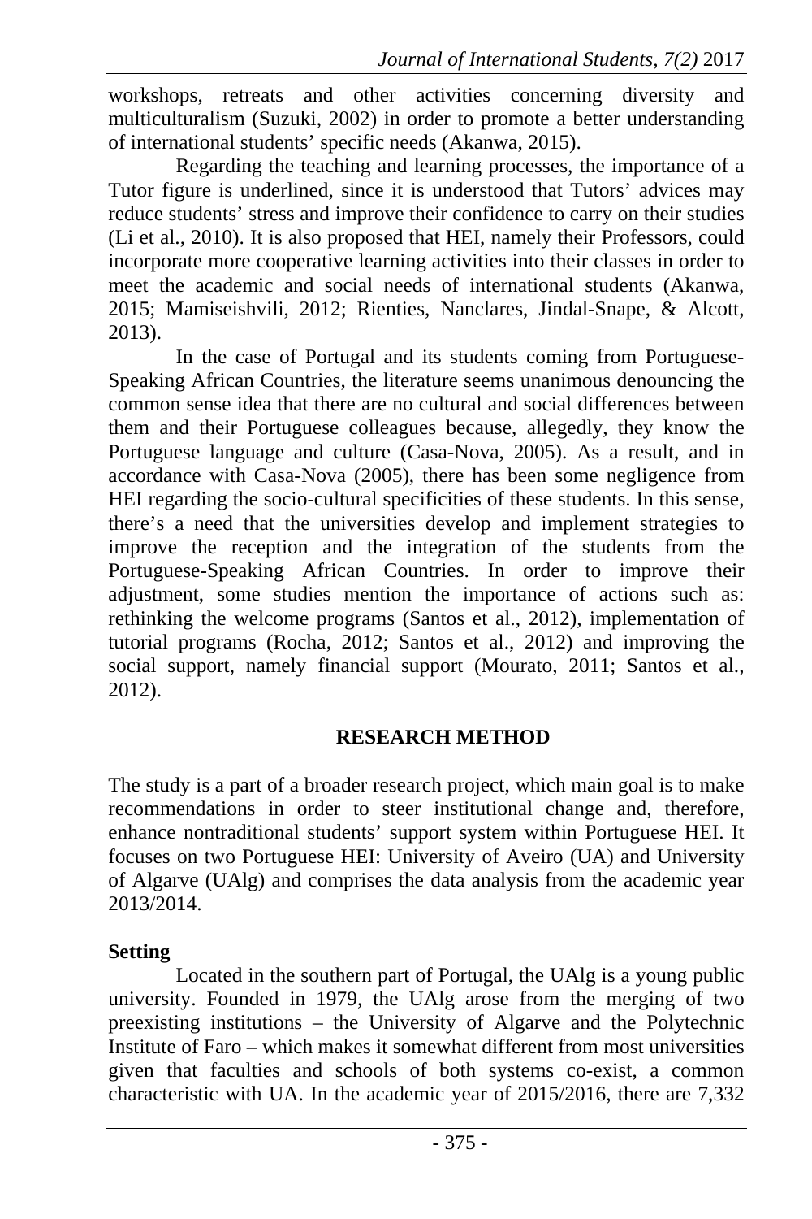workshops, retreats and other activities concerning diversity and multiculturalism (Suzuki, 2002) in order to promote a better understanding of international students' specific needs (Akanwa, 2015).

Regarding the teaching and learning processes, the importance of a Tutor figure is underlined, since it is understood that Tutors' advices may reduce students' stress and improve their confidence to carry on their studies (Li et al., 2010). It is also proposed that HEI, namely their Professors, could incorporate more cooperative learning activities into their classes in order to meet the academic and social needs of international students (Akanwa, 2015; Mamiseishvili, 2012; Rienties, Nanclares, Jindal-Snape, & Alcott, 2013).

In the case of Portugal and its students coming from Portuguese-Speaking African Countries, the literature seems unanimous denouncing the common sense idea that there are no cultural and social differences between them and their Portuguese colleagues because, allegedly, they know the Portuguese language and culture (Casa-Nova, 2005). As a result, and in accordance with Casa-Nova (2005), there has been some negligence from HEI regarding the socio-cultural specificities of these students. In this sense, there's a need that the universities develop and implement strategies to improve the reception and the integration of the students from the Portuguese-Speaking African Countries. In order to improve their adjustment, some studies mention the importance of actions such as: rethinking the welcome programs (Santos et al., 2012), implementation of tutorial programs (Rocha, 2012; Santos et al., 2012) and improving the social support, namely financial support (Mourato, 2011; Santos et al., 2012).

## RESEARCH METHOD

The study is a part of a broader research project, which main goal is to make recommendations in order to steer institutional change and, therefore, enhance nontraditional students' support system within Portuguese HEI. It focuses on two Portuguese HEI: University of Aveiro (UA) and University of Algarve (UAlg) and comprises the data analysis from the academic year 2013/2014.

### Setting

Located in the southern part of Portugal, the UAlg is a young public university. Founded in 1979, the UAlg arose from the merging of two preexisting institutions – the University of Algarve and the Polytechnic Institute of Faro – which makes it somewhat different from most universities given that faculties and schools of both systems co-exist, a common characteristic with UA. In the academic year of 2015/2016, there are 7,332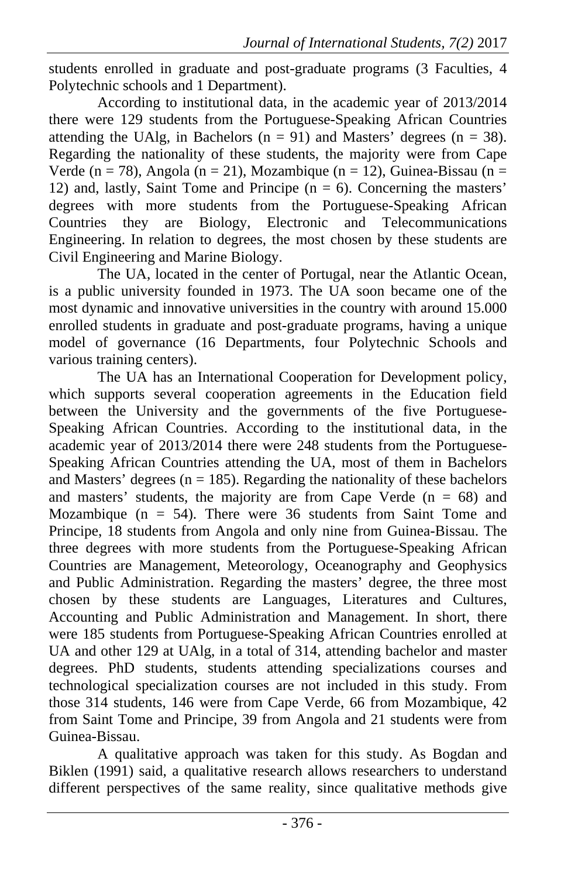students enrolled in graduate and post-graduate programs (3 Faculties, 4 Polytechnic schools and 1 Department).

According to institutional data, in the academic year of 2013/2014 there were 129 students from the Portuguese-Speaking African Countries attending the UAlg, in Bachelors (n = 91) and Masters' degrees (n = 38). Regarding the nationality of these students, the majority were from Cape Verde (n = 78), Angola (n = 21), Mozambique (n = 12), Guinea-Bissau (n = 12) and, lastly, Saint Tome and Principe (n = 6). Concerning the masters' degrees with more students from the Portuguese-Speaking African Countries they are Biology, Electronic and Telecommunications Engineering. In relation to degrees, the most chosen by these students are Civil Engineering and Marine Biology.

The UA, located in the center of Portugal, near the Atlantic Ocean, is a public university founded in 1973. The UA soon became one of the most dynamic and innovative universities in the country with around 15.000 enrolled students in graduate and post-graduate programs, having a unique model of governance (16 Departments, four Polytechnic Schools and various training centers).

The UA has an International Cooperation for Development policy, which supports several cooperation agreements in the Education field between the University and the governments of the five Portuguese-Speaking African Countries. According to the institutional data, in the academic year of 2013/2014 there were 248 students from the Portuguese-Speaking African Countries attending the UA, most of them in Bachelors and Masters' degrees (n = 185). Regarding the nationality of these bachelors and masters' students, the majority are from Cape Verde (n = 68) and Mozambique (n = 54). There were 36 students from Saint Tome and Principe, 18 students from Angola and only nine from Guinea-Bissau. The three degrees with more students from the Portuguese-Speaking African Countries are Management, Meteorology, Oceanography and Geophysics and Public Administration. Regarding the masters' degree, the three most chosen by these students are Languages, Literatures and Cultures, Accounting and Public Administration and Management. In short, there were 185 students from Portuguese-Speaking African Countries enrolled at UA and other 129 at UAlg, in a total of 314, attending bachelor and master degrees. PhD students, students attending specializations courses and technological specialization courses are not included in this study. From those 314 students, 146 were from Cape Verde, 66 from Mozambique, 42 from Saint Tome and Principe, 39 from Angola and 21 students were from Guinea-Bissau.

A qualitative approach was taken for this study. As Bogdan and Biklen (1991) said, a qualitative research allows researchers to understand different perspectives of the same reality, since qualitative methods give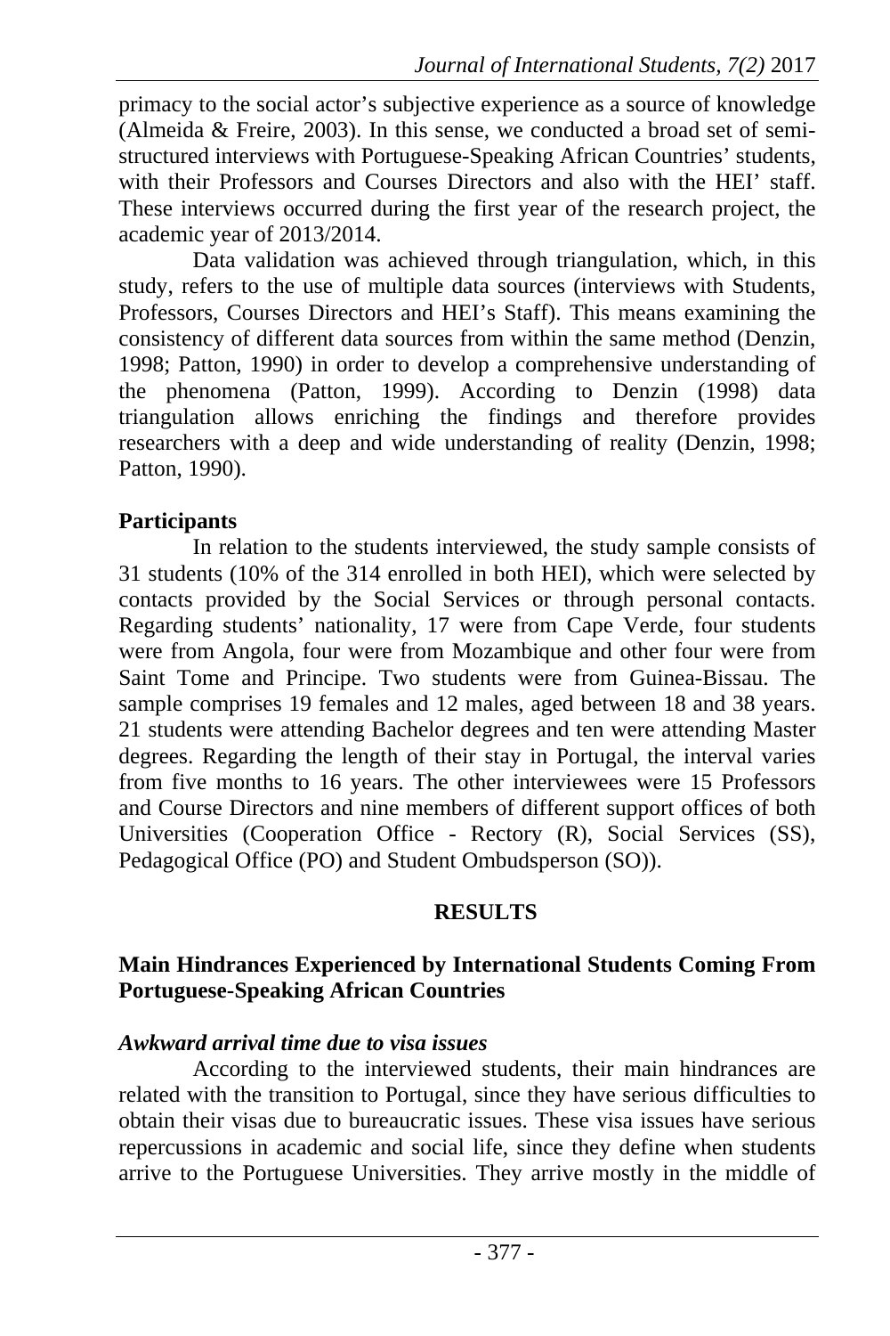primacy to the social actor's subjective experience as a source of knowledge (Almeida & Freire, 2003). In this sense, we conducted a broad set of semi-structured interviews with Portuguese-Speaking African Countries' students, with their Professors and Courses Directors and also with the HEI' staff. These interviews occurred during the first year of the research project, the academic year of 2013/2014.

Data validation was achieved through triangulation, which, in this study, refers to the use of multiple data sources (interviews with Students, Professors, Courses Directors and HEI's Staff). This means examining the consistency of different data sources from within the same method (Denzin, 1998; Patton, 1990) in order to develop a comprehensive understanding of the phenomena (Patton, 1999). According to Denzin (1998) data triangulation allows enriching the findings and therefore provides researchers with a deep and wide understanding of reality (Denzin, 1998; Patton, 1990).

## Participants

In relation to the students interviewed, the study sample consists of 31 students (10% of the 314 enrolled in both HEI), which were selected by contacts provided by the Social Services or through personal contacts. Regarding students' nationality, 17 were from Cape Verde, four students were from Angola, four were from Mozambique and other four were from Saint Tome and Principe. Two students were from Guinea-Bissau. The sample comprises 19 females and 12 males, aged between 18 and 38 years. 21 students were attending Bachelor degrees and ten were attending Master degrees. Regarding the length of their stay in Portugal, the interval varies from five months to 16 years. The other interviewees were 15 Professors and Course Directors and nine members of different support offices of both Universities (Cooperation Office - Rectory (R), Social Services (SS), Pedagogical Office (PO) and Student Ombudsperson (SO)).

# RESULTS

## Main Hindrances Experienced by International Students Coming From Portuguese-Speaking African Countries

### *Awkward arrival time due to visa issues*

According to the interviewed students, their main hindrances are related with the transition to Portugal, since they have serious difficulties to obtain their visas due to bureaucratic issues. These visa issues have serious repercussions in academic and social life, since they define when students arrive to the Portuguese Universities. They arrive mostly in the middle of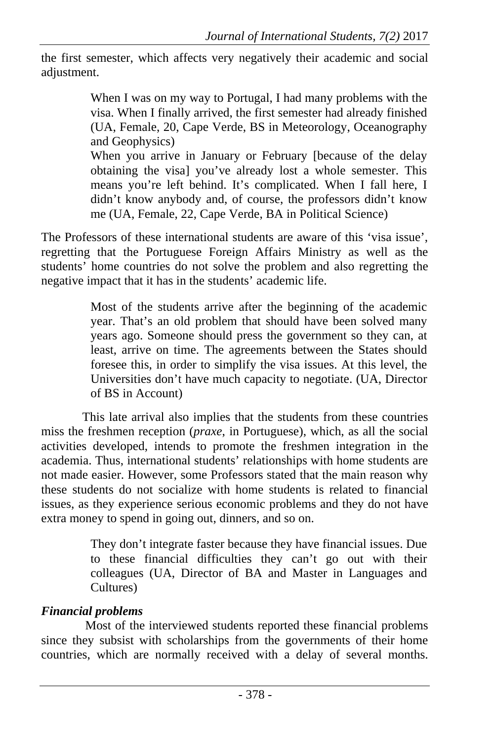the first semester, which affects very negatively their academic and social adjustment.

> When I was on my way to Portugal, I had many problems with the visa. When I finally arrived, the first semester had already finished (UA, Female, 20, Cape Verde, BS in Meteorology, Oceanography and Geophysics)
> When you arrive in January or February [because of the delay obtaining the visa] you've already lost a whole semester. This means you're left behind. It's complicated. When I fall here, I didn't know anybody and, of course, the professors didn't know me (UA, Female, 22, Cape Verde, BA in Political Science)

The Professors of these international students are aware of this 'visa issue', regretting that the Portuguese Foreign Affairs Ministry as well as the students' home countries do not solve the problem and also regretting the negative impact that it has in the students' academic life.

> Most of the students arrive after the beginning of the academic year. That's an old problem that should have been solved many years ago. Someone should press the government so they can, at least, arrive on time. The agreements between the States should foresee this, in order to simplify the visa issues. At this level, the Universities don't have much capacity to negotiate. (UA, Director of BS in Account)

This late arrival also implies that the students from these countries miss the freshmen reception (*praxe*, in Portuguese), which, as all the social activities developed, intends to promote the freshmen integration in the academia. Thus, international students' relationships with home students are not made easier. However, some Professors stated that the main reason why these students do not socialize with home students is related to financial issues, as they experience serious economic problems and they do not have extra money to spend in going out, dinners, and so on.

> They don't integrate faster because they have financial issues. Due to these financial difficulties they can't go out with their colleagues (UA, Director of BA and Master in Languages and Cultures)

***Financial problems***

Most of the interviewed students reported these financial problems since they subsist with scholarships from the governments of their home countries, which are normally received with a delay of several months.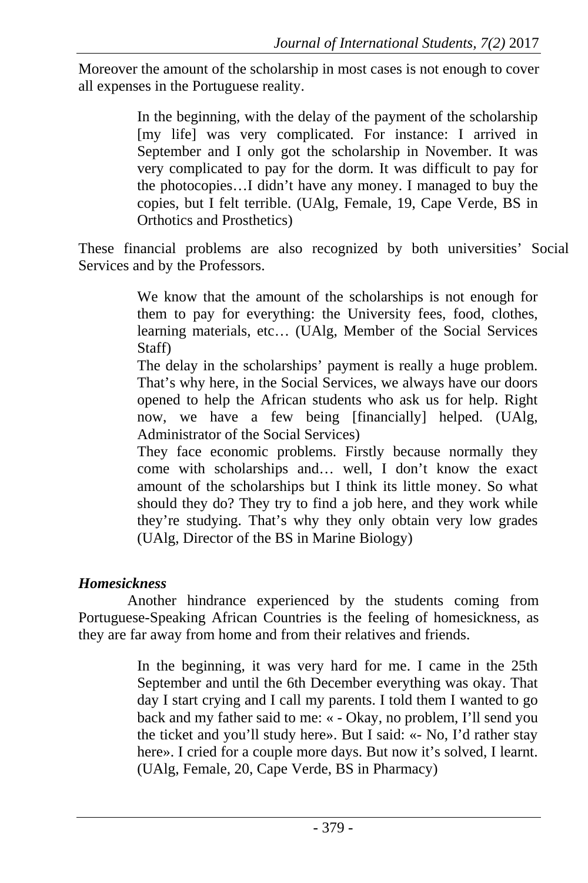Moreover the amount of the scholarship in most cases is not enough to cover all expenses in the Portuguese reality.

> In the beginning, with the delay of the payment of the scholarship [my life] was very complicated. For instance: I arrived in September and I only got the scholarship in November. It was very complicated to pay for the dorm. It was difficult to pay for the photocopies…I didn't have any money. I managed to buy the copies, but I felt terrible. (UAlg, Female, 19, Cape Verde, BS in Orthotics and Prosthetics)

These financial problems are also recognized by both universities' Social Services and by the Professors.

> We know that the amount of the scholarships is not enough for them to pay for everything: the University fees, food, clothes, learning materials, etc… (UAlg, Member of the Social Services Staff)
>
> The delay in the scholarships' payment is really a huge problem. That's why here, in the Social Services, we always have our doors opened to help the African students who ask us for help. Right now, we have a few being [financially] helped. (UAlg, Administrator of the Social Services)
>
> They face economic problems. Firstly because normally they come with scholarships and… well, I don't know the exact amount of the scholarships but I think its little money. So what should they do? They try to find a job here, and they work while they're studying. That's why they only obtain very low grades (UAlg, Director of the BS in Marine Biology)

### *Homesickness*

Another hindrance experienced by the students coming from Portuguese-Speaking African Countries is the feeling of homesickness, as they are far away from home and from their relatives and friends.

> In the beginning, it was very hard for me. I came in the 25th September and until the 6th December everything was okay. That day I start crying and I call my parents. I told them I wanted to go back and my father said to me: « - Okay, no problem, I'll send you the ticket and you'll study here». But I said: «- No, I'd rather stay here». I cried for a couple more days. But now it's solved, I learnt. (UAlg, Female, 20, Cape Verde, BS in Pharmacy)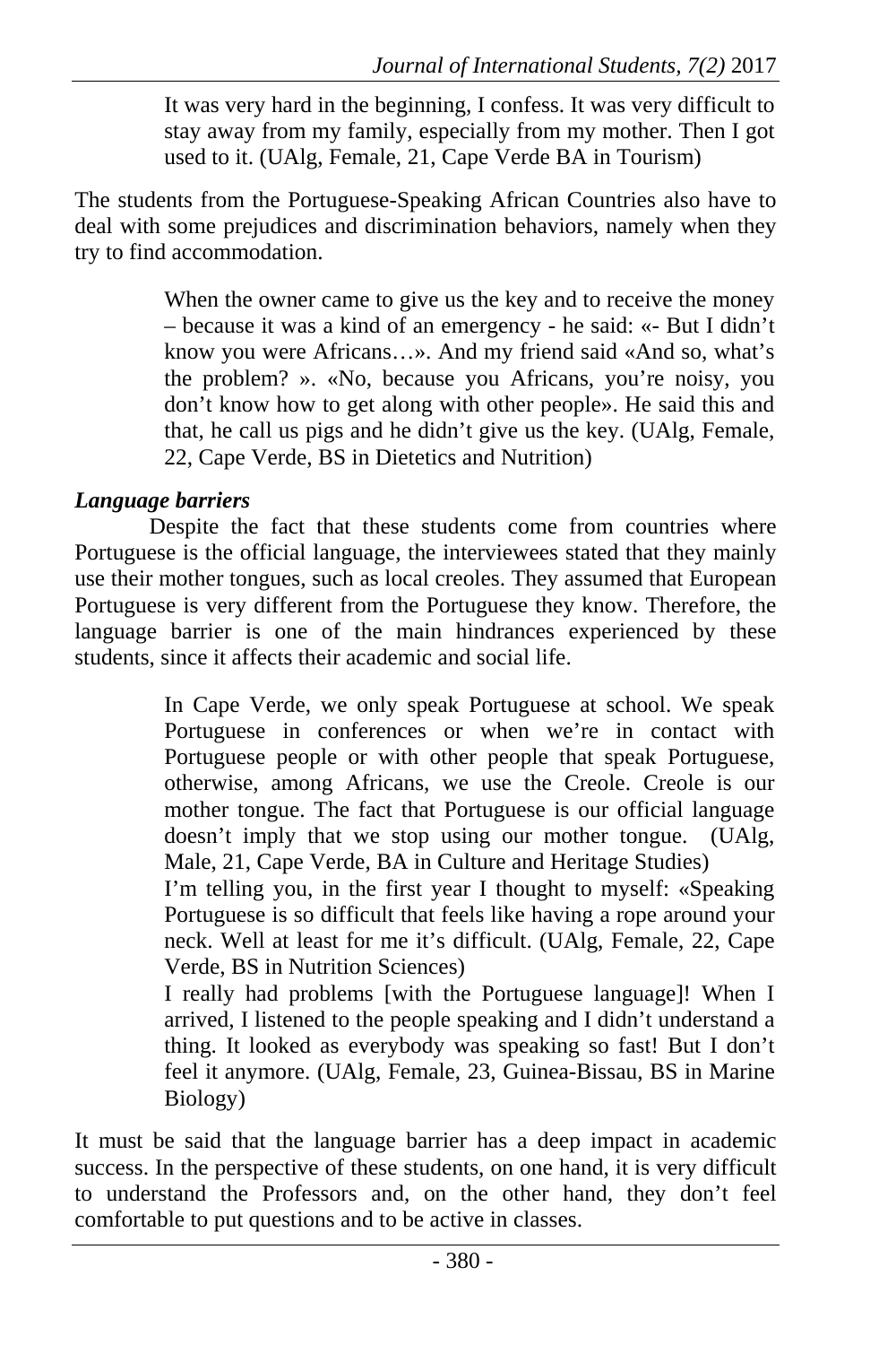> It was very hard in the beginning, I confess. It was very difficult to stay away from my family, especially from my mother. Then I got used to it. (UAlg, Female, 21, Cape Verde BA in Tourism)

The students from the Portuguese-Speaking African Countries also have to deal with some prejudices and discrimination behaviors, namely when they try to find accommodation.

> When the owner came to give us the key and to receive the money – because it was a kind of an emergency - he said: «- But I didn't know you were Africans…». And my friend said «And so, what's the problem? ». «No, because you Africans, you're noisy, you don't know how to get along with other people». He said this and that, he call us pigs and he didn't give us the key. (UAlg, Female, 22, Cape Verde, BS in Dietetics and Nutrition)

***Language barriers***

Despite the fact that these students come from countries where Portuguese is the official language, the interviewees stated that they mainly use their mother tongues, such as local creoles. They assumed that European Portuguese is very different from the Portuguese they know. Therefore, the language barrier is one of the main hindrances experienced by these students, since it affects their academic and social life.

> In Cape Verde, we only speak Portuguese at school. We speak Portuguese in conferences or when we're in contact with Portuguese people or with other people that speak Portuguese, otherwise, among Africans, we use the Creole. Creole is our mother tongue. The fact that Portuguese is our official language doesn't imply that we stop using our mother tongue. (UAlg, Male, 21, Cape Verde, BA in Culture and Heritage Studies)
>
> I'm telling you, in the first year I thought to myself: «Speaking Portuguese is so difficult that feels like having a rope around your neck. Well at least for me it's difficult. (UAlg, Female, 22, Cape Verde, BS in Nutrition Sciences)
>
> I really had problems [with the Portuguese language]! When I arrived, I listened to the people speaking and I didn't understand a thing. It looked as everybody was speaking so fast! But I don't feel it anymore. (UAlg, Female, 23, Guinea-Bissau, BS in Marine Biology)

It must be said that the language barrier has a deep impact in academic success. In the perspective of these students, on one hand, it is very difficult to understand the Professors and, on the other hand, they don't feel comfortable to put questions and to be active in classes.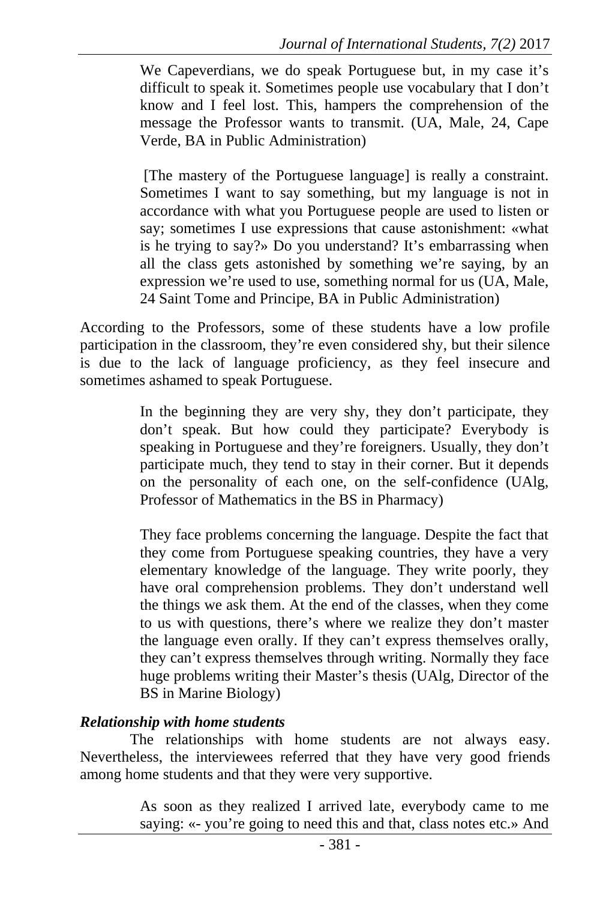> We Capeverdians, we do speak Portuguese but, in my case it's difficult to speak it. Sometimes people use vocabulary that I don't know and I feel lost. This, hampers the comprehension of the message the Professor wants to transmit. (UA, Male, 24, Cape Verde, BA in Public Administration)

> [The mastery of the Portuguese language] is really a constraint. Sometimes I want to say something, but my language is not in accordance with what you Portuguese people are used to listen or say; sometimes I use expressions that cause astonishment: «what is he trying to say?» Do you understand? It's embarrassing when all the class gets astonished by something we're saying, by an expression we're used to use, something normal for us (UA, Male, 24 Saint Tome and Principe, BA in Public Administration)

According to the Professors, some of these students have a low profile participation in the classroom, they're even considered shy, but their silence is due to the lack of language proficiency, as they feel insecure and sometimes ashamed to speak Portuguese.

> In the beginning they are very shy, they don't participate, they don't speak. But how could they participate? Everybody is speaking in Portuguese and they're foreigners. Usually, they don't participate much, they tend to stay in their corner. But it depends on the personality of each one, on the self-confidence (UAlg, Professor of Mathematics in the BS in Pharmacy)

> They face problems concerning the language. Despite the fact that they come from Portuguese speaking countries, they have a very elementary knowledge of the language. They write poorly, they have oral comprehension problems. They don't understand well the things we ask them. At the end of the classes, when they come to us with questions, there's where we realize they don't master the language even orally. If they can't express themselves orally, they can't express themselves through writing. Normally they face huge problems writing their Master's thesis (UAlg, Director of the BS in Marine Biology)

***Relationship with home students***

The relationships with home students are not always easy. Nevertheless, the interviewees referred that they have very good friends among home students and that they were very supportive.

> As soon as they realized I arrived late, everybody came to me saying: «- you're going to need this and that, class notes etc.» And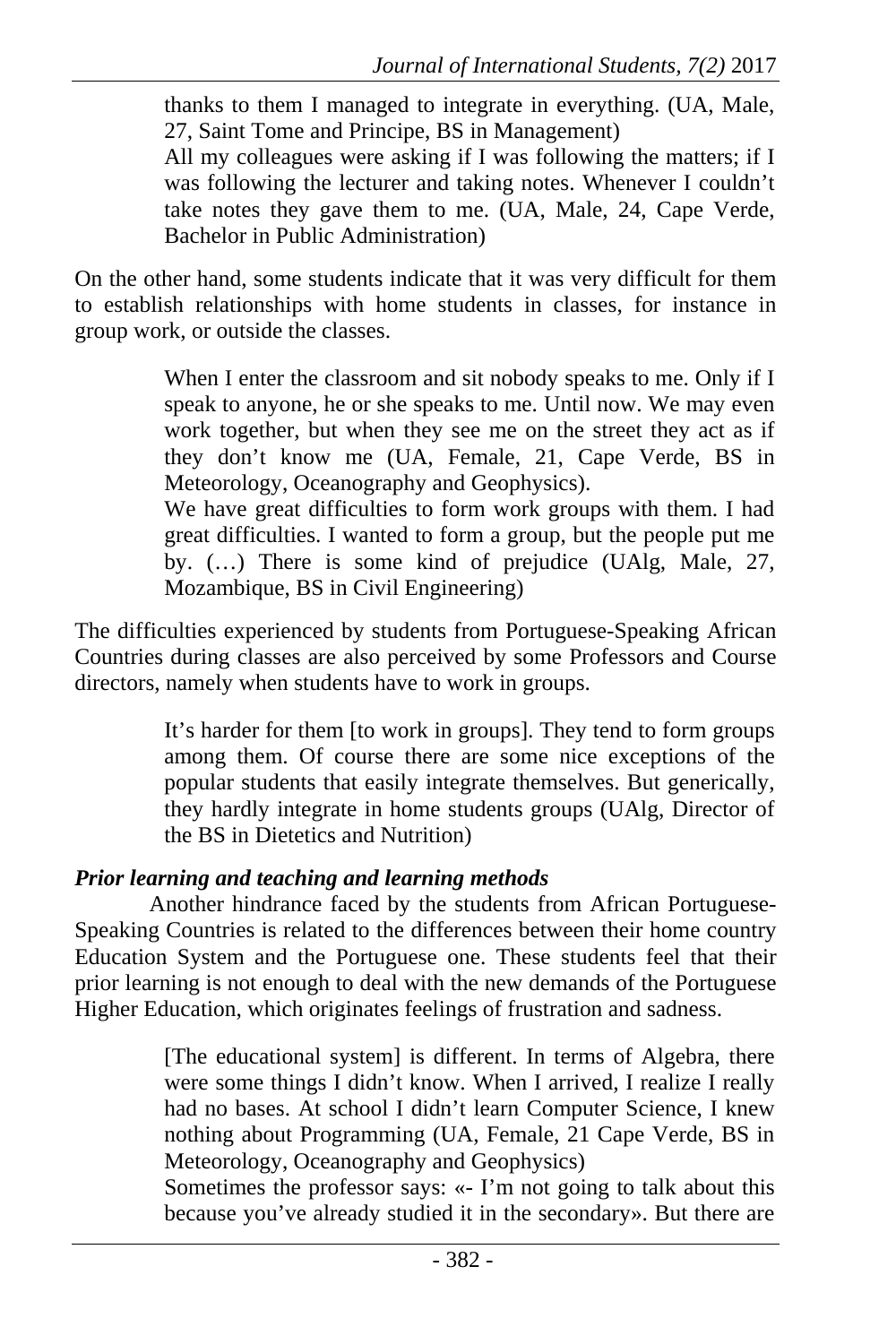> thanks to them I managed to integrate in everything. (UA, Male, 27, Saint Tome and Principe, BS in Management)
>
> All my colleagues were asking if I was following the matters; if I was following the lecturer and taking notes. Whenever I couldn't take notes they gave them to me. (UA, Male, 24, Cape Verde, Bachelor in Public Administration)

On the other hand, some students indicate that it was very difficult for them to establish relationships with home students in classes, for instance in group work, or outside the classes.

> When I enter the classroom and sit nobody speaks to me. Only if I speak to anyone, he or she speaks to me. Until now. We may even work together, but when they see me on the street they act as if they don't know me (UA, Female, 21, Cape Verde, BS in Meteorology, Oceanography and Geophysics).
>
> We have great difficulties to form work groups with them. I had great difficulties. I wanted to form a group, but the people put me by. (…) There is some kind of prejudice (UAlg, Male, 27, Mozambique, BS in Civil Engineering)

The difficulties experienced by students from Portuguese-Speaking African Countries during classes are also perceived by some Professors and Course directors, namely when students have to work in groups.

> It's harder for them [to work in groups]. They tend to form groups among them. Of course there are some nice exceptions of the popular students that easily integrate themselves. But generically, they hardly integrate in home students groups (UAlg, Director of the BS in Dietetics and Nutrition)

***Prior learning and teaching and learning methods***

Another hindrance faced by the students from African Portuguese-Speaking Countries is related to the differences between their home country Education System and the Portuguese one. These students feel that their prior learning is not enough to deal with the new demands of the Portuguese Higher Education, which originates feelings of frustration and sadness.

> [The educational system] is different. In terms of Algebra, there were some things I didn't know. When I arrived, I realize I really had no bases. At school I didn't learn Computer Science, I knew nothing about Programming (UA, Female, 21 Cape Verde, BS in Meteorology, Oceanography and Geophysics)
>
> Sometimes the professor says: «- I'm not going to talk about this because you've already studied it in the secondary». But there are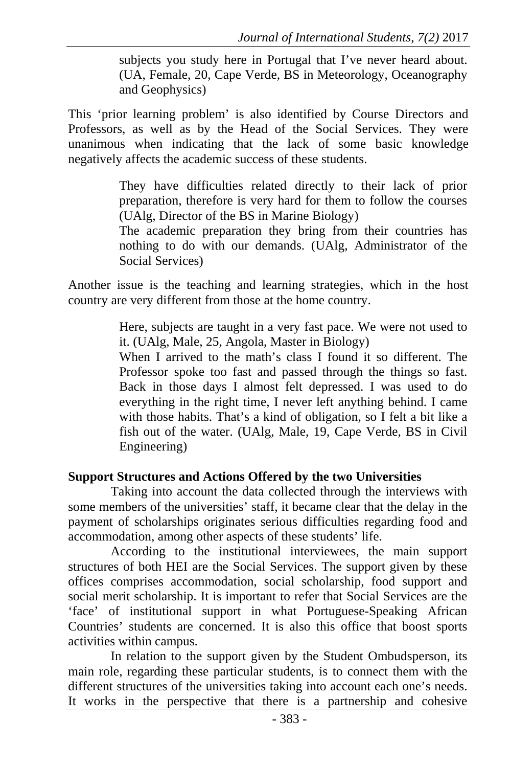> subjects you study here in Portugal that I've never heard about. (UA, Female, 20, Cape Verde, BS in Meteorology, Oceanography and Geophysics)

This 'prior learning problem' is also identified by Course Directors and Professors, as well as by the Head of the Social Services. They were unanimous when indicating that the lack of some basic knowledge negatively affects the academic success of these students.

> They have difficulties related directly to their lack of prior preparation, therefore is very hard for them to follow the courses (UAlg, Director of the BS in Marine Biology)
>
> The academic preparation they bring from their countries has nothing to do with our demands. (UAlg, Administrator of the Social Services)

Another issue is the teaching and learning strategies, which in the host country are very different from those at the home country.

> Here, subjects are taught in a very fast pace. We were not used to it. (UAlg, Male, 25, Angola, Master in Biology)
>
> When I arrived to the math's class I found it so different. The Professor spoke too fast and passed through the things so fast. Back in those days I almost felt depressed. I was used to do everything in the right time, I never left anything behind. I came with those habits. That's a kind of obligation, so I felt a bit like a fish out of the water. (UAlg, Male, 19, Cape Verde, BS in Civil Engineering)

**Support Structures and Actions Offered by the two Universities**

Taking into account the data collected through the interviews with some members of the universities' staff, it became clear that the delay in the payment of scholarships originates serious difficulties regarding food and accommodation, among other aspects of these students' life.

According to the institutional interviewees, the main support structures of both HEI are the Social Services. The support given by these offices comprises accommodation, social scholarship, food support and social merit scholarship. It is important to refer that Social Services are the 'face' of institutional support in what Portuguese-Speaking African Countries' students are concerned. It is also this office that boost sports activities within campus.

In relation to the support given by the Student Ombudsperson, its main role, regarding these particular students, is to connect them with the different structures of the universities taking into account each one's needs. It works in the perspective that there is a partnership and cohesive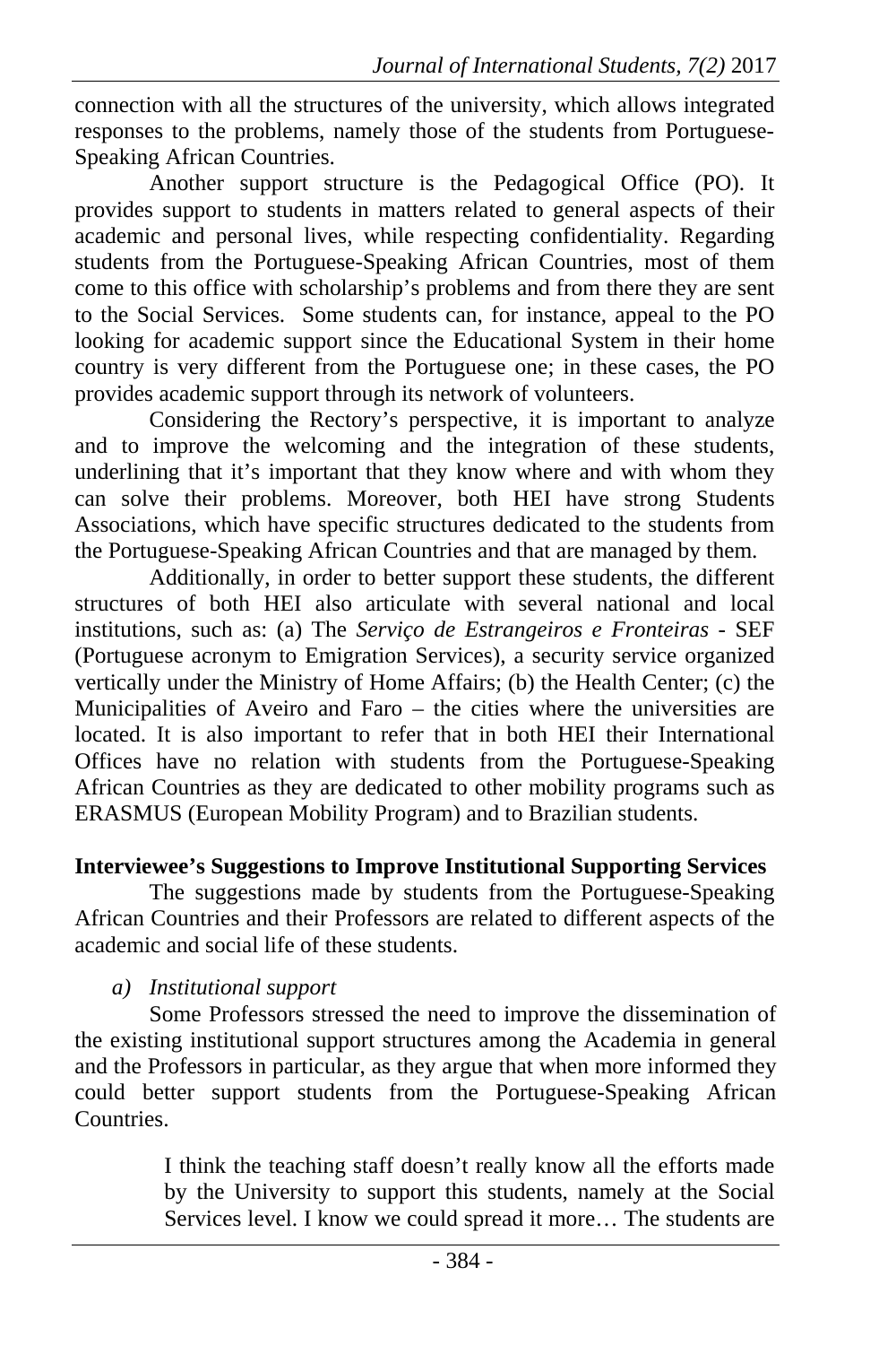connection with all the structures of the university, which allows integrated responses to the problems, namely those of the students from Portuguese-Speaking African Countries.

Another support structure is the Pedagogical Office (PO). It provides support to students in matters related to general aspects of their academic and personal lives, while respecting confidentiality. Regarding students from the Portuguese-Speaking African Countries, most of them come to this office with scholarship's problems and from there they are sent to the Social Services. Some students can, for instance, appeal to the PO looking for academic support since the Educational System in their home country is very different from the Portuguese one; in these cases, the PO provides academic support through its network of volunteers.

Considering the Rectory's perspective, it is important to analyze and to improve the welcoming and the integration of these students, underlining that it's important that they know where and with whom they can solve their problems. Moreover, both HEI have strong Students Associations, which have specific structures dedicated to the students from the Portuguese-Speaking African Countries and that are managed by them.

Additionally, in order to better support these students, the different structures of both HEI also articulate with several national and local institutions, such as: (a) The *Serviço de Estrangeiros e Fronteiras* - SEF (Portuguese acronym to Emigration Services), a security service organized vertically under the Ministry of Home Affairs; (b) the Health Center; (c) the Municipalities of Aveiro and Faro – the cities where the universities are located. It is also important to refer that in both HEI their International Offices have no relation with students from the Portuguese-Speaking African Countries as they are dedicated to other mobility programs such as ERASMUS (European Mobility Program) and to Brazilian students.

## Interviewee's Suggestions to Improve Institutional Supporting Services

The suggestions made by students from the Portuguese-Speaking African Countries and their Professors are related to different aspects of the academic and social life of these students.

*a) Institutional support*

Some Professors stressed the need to improve the dissemination of the existing institutional support structures among the Academia in general and the Professors in particular, as they argue that when more informed they could better support students from the Portuguese-Speaking African Countries.

> I think the teaching staff doesn't really know all the efforts made by the University to support this students, namely at the Social Services level. I know we could spread it more… The students are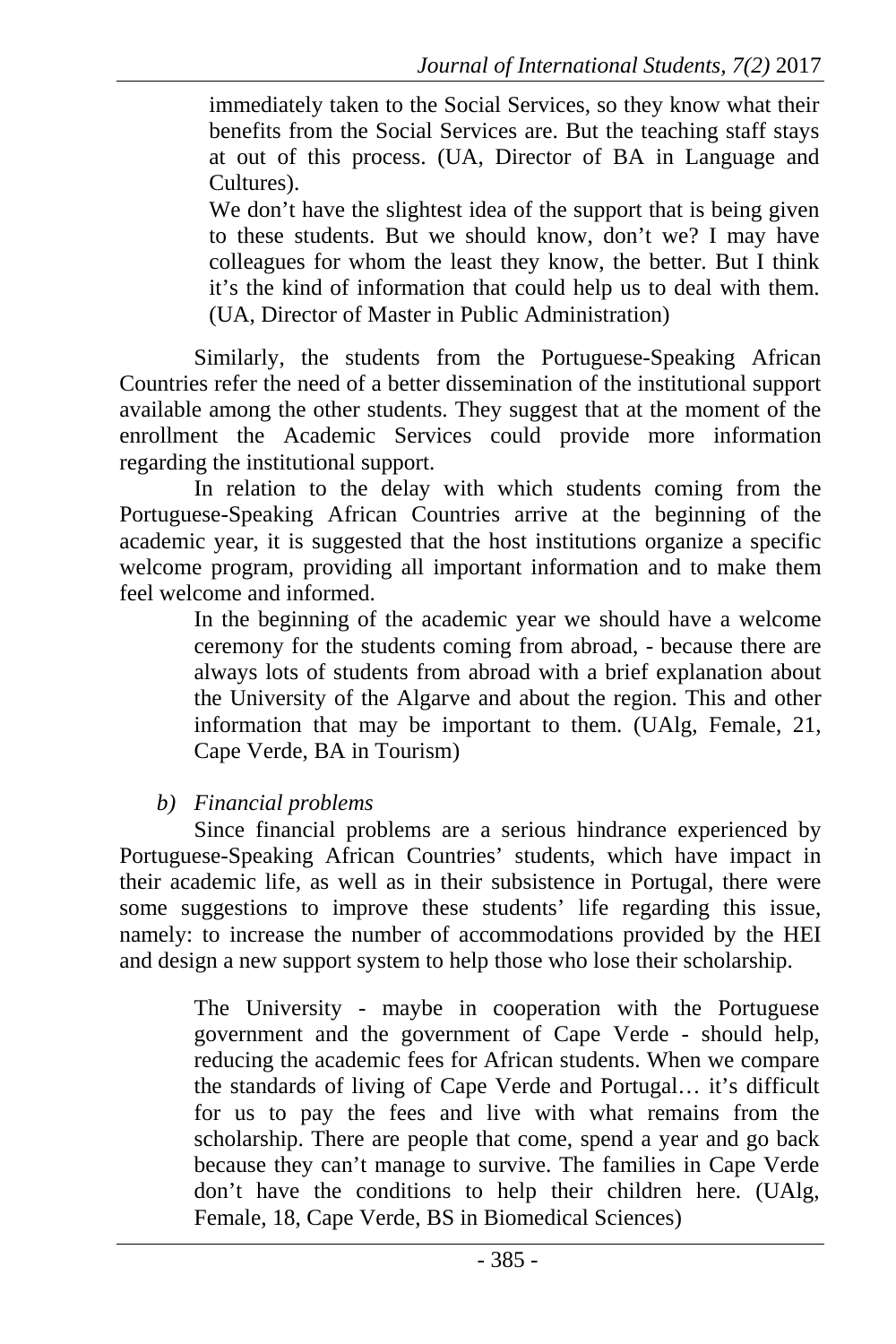> immediately taken to the Social Services, so they know what their benefits from the Social Services are. But the teaching staff stays at out of this process. (UA, Director of BA in Language and Cultures).
>
> We don't have the slightest idea of the support that is being given to these students. But we should know, don't we? I may have colleagues for whom the least they know, the better. But I think it's the kind of information that could help us to deal with them. (UA, Director of Master in Public Administration)

Similarly, the students from the Portuguese-Speaking African Countries refer the need of a better dissemination of the institutional support available among the other students. They suggest that at the moment of the enrollment the Academic Services could provide more information regarding the institutional support.

In relation to the delay with which students coming from the Portuguese-Speaking African Countries arrive at the beginning of the academic year, it is suggested that the host institutions organize a specific welcome program, providing all important information and to make them feel welcome and informed.

> In the beginning of the academic year we should have a welcome ceremony for the students coming from abroad, - because there are always lots of students from abroad with a brief explanation about the University of the Algarve and about the region. This and other information that may be important to them. (UAlg, Female, 21, Cape Verde, BA in Tourism)

*b) Financial problems*

Since financial problems are a serious hindrance experienced by Portuguese-Speaking African Countries' students, which have impact in their academic life, as well as in their subsistence in Portugal, there were some suggestions to improve these students' life regarding this issue, namely: to increase the number of accommodations provided by the HEI and design a new support system to help those who lose their scholarship.

> The University - maybe in cooperation with the Portuguese government and the government of Cape Verde - should help, reducing the academic fees for African students. When we compare the standards of living of Cape Verde and Portugal… it's difficult for us to pay the fees and live with what remains from the scholarship. There are people that come, spend a year and go back because they can't manage to survive. The families in Cape Verde don't have the conditions to help their children here. (UAlg, Female, 18, Cape Verde, BS in Biomedical Sciences)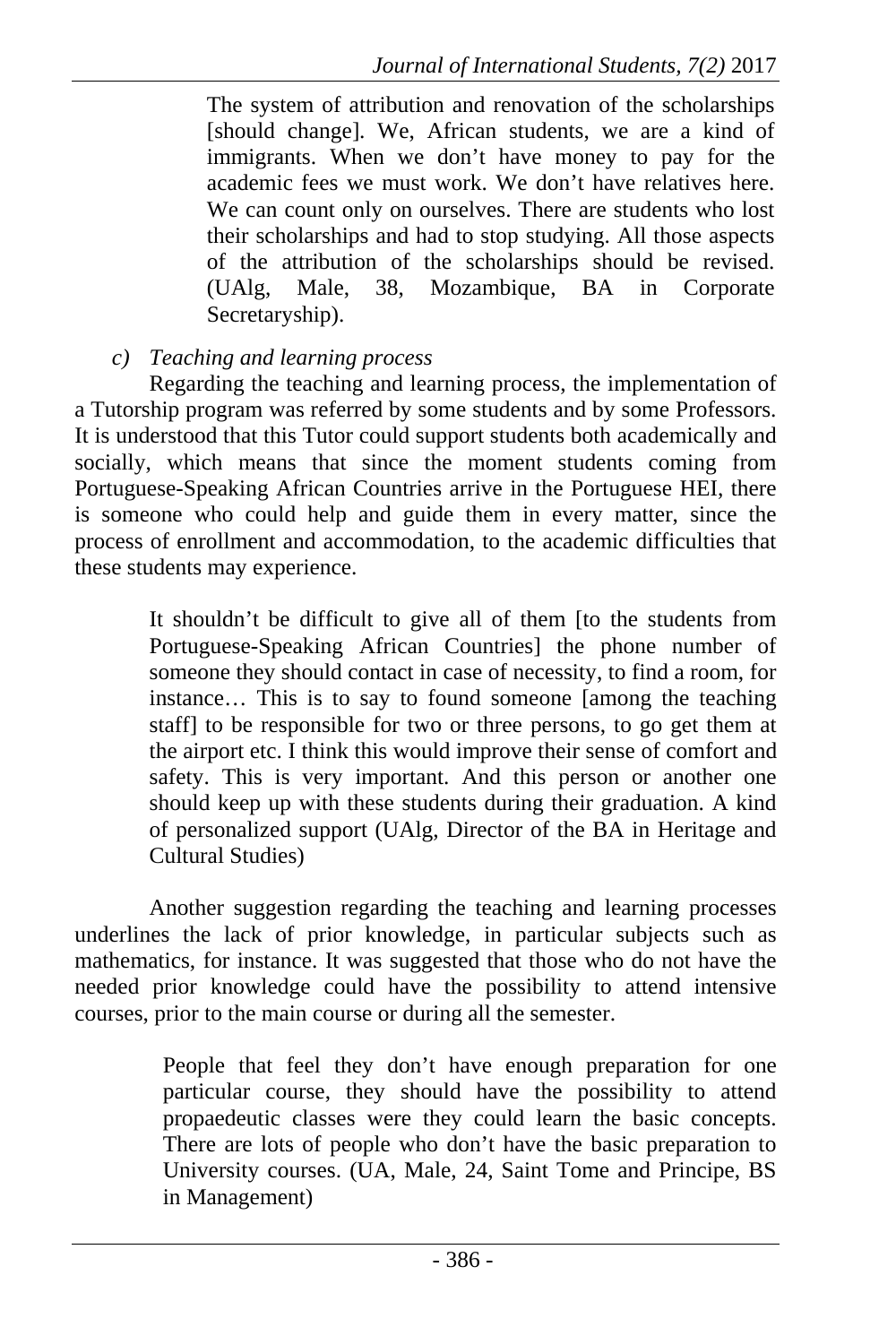> The system of attribution and renovation of the scholarships [should change]. We, African students, we are a kind of immigrants. When we don't have money to pay for the academic fees we must work. We don't have relatives here. We can count only on ourselves. There are students who lost their scholarships and had to stop studying. All those aspects of the attribution of the scholarships should be revised. (UAlg, Male, 38, Mozambique, BA in Corporate Secretaryship).

c) *Teaching and learning process*

Regarding the teaching and learning process, the implementation of a Tutorship program was referred by some students and by some Professors. It is understood that this Tutor could support students both academically and socially, which means that since the moment students coming from Portuguese-Speaking African Countries arrive in the Portuguese HEI, there is someone who could help and guide them in every matter, since the process of enrollment and accommodation, to the academic difficulties that these students may experience.

> It shouldn't be difficult to give all of them [to the students from Portuguese-Speaking African Countries] the phone number of someone they should contact in case of necessity, to find a room, for instance… This is to say to found someone [among the teaching staff] to be responsible for two or three persons, to go get them at the airport etc. I think this would improve their sense of comfort and safety. This is very important. And this person or another one should keep up with these students during their graduation. A kind of personalized support (UAlg, Director of the BA in Heritage and Cultural Studies)

Another suggestion regarding the teaching and learning processes underlines the lack of prior knowledge, in particular subjects such as mathematics, for instance. It was suggested that those who do not have the needed prior knowledge could have the possibility to attend intensive courses, prior to the main course or during all the semester.

> People that feel they don't have enough preparation for one particular course, they should have the possibility to attend propaedeutic classes were they could learn the basic concepts. There are lots of people who don't have the basic preparation to University courses. (UA, Male, 24, Saint Tome and Principe, BS in Management)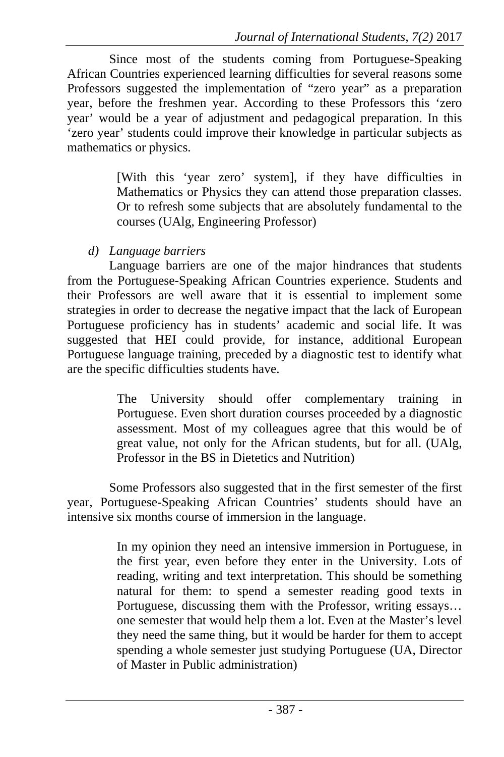Since most of the students coming from Portuguese-Speaking African Countries experienced learning difficulties for several reasons some Professors suggested the implementation of “zero year” as a preparation year, before the freshmen year. According to these Professors this ‘zero year’ would be a year of adjustment and pedagogical preparation. In this ‘zero year’ students could improve their knowledge in particular subjects as mathematics or physics.

> [With this ‘year zero’ system], if they have difficulties in Mathematics or Physics they can attend those preparation classes. Or to refresh some subjects that are absolutely fundamental to the courses (UAlg, Engineering Professor)

*d) Language barriers*

Language barriers are one of the major hindrances that students from the Portuguese-Speaking African Countries experience. Students and their Professors are well aware that it is essential to implement some strategies in order to decrease the negative impact that the lack of European Portuguese proficiency has in students’ academic and social life. It was suggested that HEI could provide, for instance, additional European Portuguese language training, preceded by a diagnostic test to identify what are the specific difficulties students have.

> The University should offer complementary training in Portuguese. Even short duration courses proceeded by a diagnostic assessment. Most of my colleagues agree that this would be of great value, not only for the African students, but for all. (UAlg, Professor in the BS in Dietetics and Nutrition)

Some Professors also suggested that in the first semester of the first year, Portuguese-Speaking African Countries’ students should have an intensive six months course of immersion in the language.

> In my opinion they need an intensive immersion in Portuguese, in the first year, even before they enter in the University. Lots of reading, writing and text interpretation. This should be something natural for them: to spend a semester reading good texts in Portuguese, discussing them with the Professor, writing essays… one semester that would help them a lot. Even at the Master’s level they need the same thing, but it would be harder for them to accept spending a whole semester just studying Portuguese (UA, Director of Master in Public administration)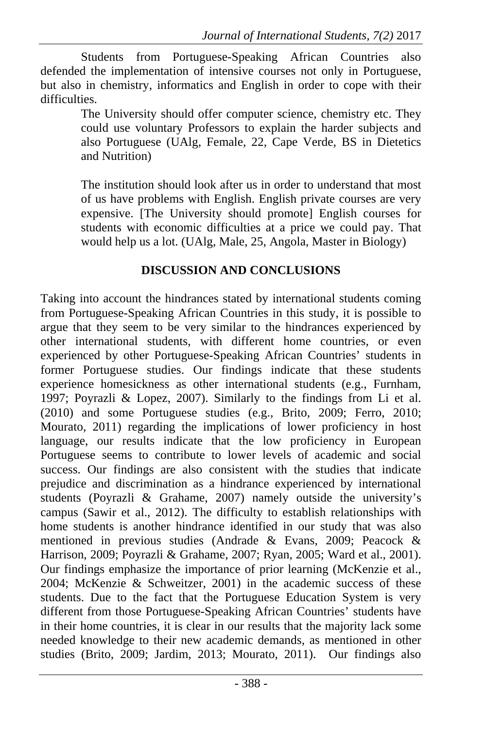Students from Portuguese-Speaking African Countries also defended the implementation of intensive courses not only in Portuguese, but also in chemistry, informatics and English in order to cope with their difficulties.

> The University should offer computer science, chemistry etc. They could use voluntary Professors to explain the harder subjects and also Portuguese (UAlg, Female, 22, Cape Verde, BS in Dietetics and Nutrition)
>
> The institution should look after us in order to understand that most of us have problems with English. English private courses are very expensive. [The University should promote] English courses for students with economic difficulties at a price we could pay. That would help us a lot. (UAlg, Male, 25, Angola, Master in Biology)

## DISCUSSION AND CONCLUSIONS

Taking into account the hindrances stated by international students coming from Portuguese-Speaking African Countries in this study, it is possible to argue that they seem to be very similar to the hindrances experienced by other international students, with different home countries, or even experienced by other Portuguese-Speaking African Countries' students in former Portuguese studies. Our findings indicate that these students experience homesickness as other international students (e.g., Furnham, 1997; Poyrazli & Lopez, 2007). Similarly to the findings from Li et al. (2010) and some Portuguese studies (e.g., Brito, 2009; Ferro, 2010; Mourato, 2011) regarding the implications of lower proficiency in host language, our results indicate that the low proficiency in European Portuguese seems to contribute to lower levels of academic and social success. Our findings are also consistent with the studies that indicate prejudice and discrimination as a hindrance experienced by international students (Poyrazli & Grahame, 2007) namely outside the university's campus (Sawir et al., 2012). The difficulty to establish relationships with home students is another hindrance identified in our study that was also mentioned in previous studies (Andrade & Evans, 2009; Peacock & Harrison, 2009; Poyrazli & Grahame, 2007; Ryan, 2005; Ward et al., 2001). Our findings emphasize the importance of prior learning (McKenzie et al., 2004; McKenzie & Schweitzer, 2001) in the academic success of these students. Due to the fact that the Portuguese Education System is very different from those Portuguese-Speaking African Countries' students have in their home countries, it is clear in our results that the majority lack some needed knowledge to their new academic demands, as mentioned in other studies (Brito, 2009; Jardim, 2013; Mourato, 2011). Our findings also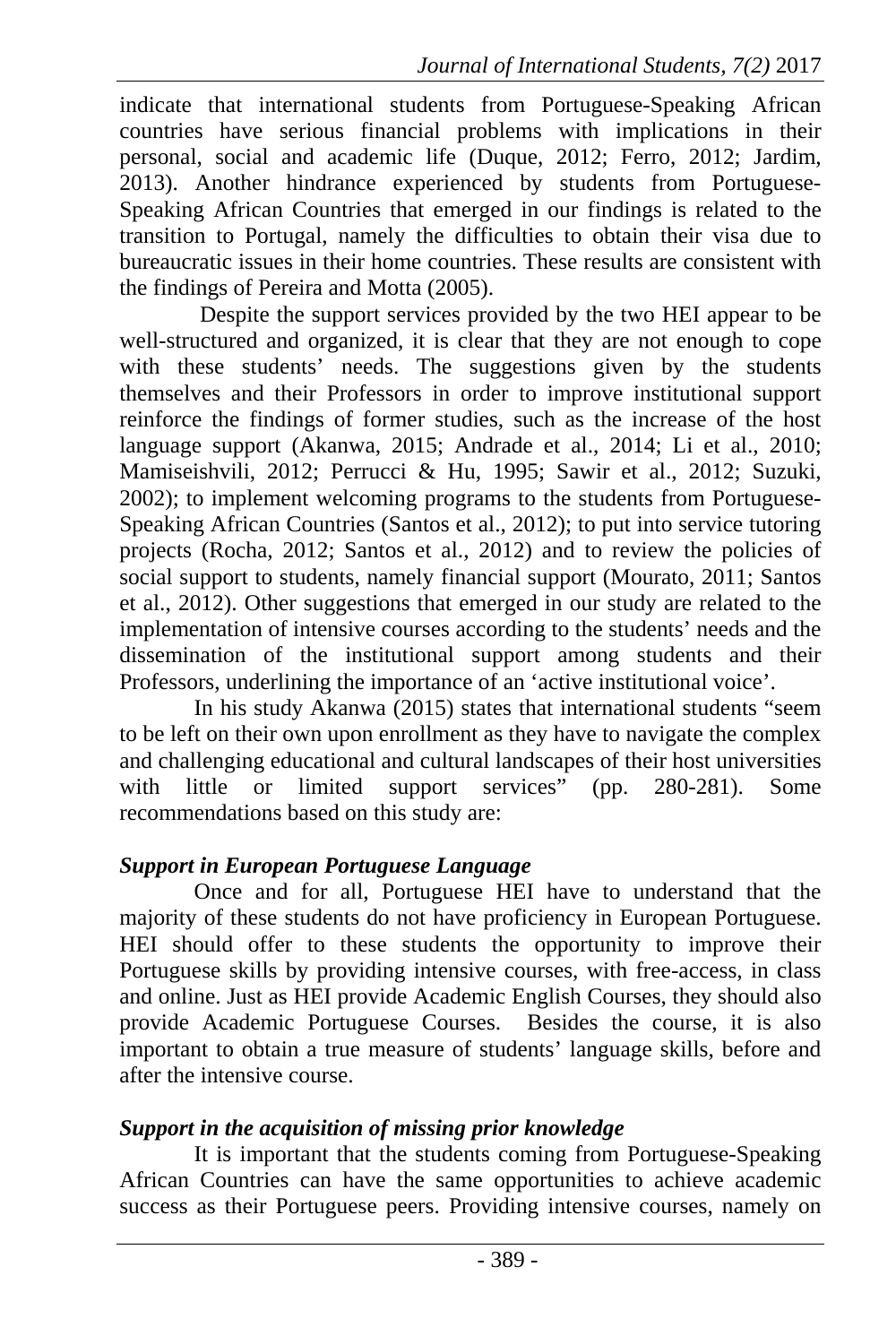indicate that international students from Portuguese-Speaking African countries have serious financial problems with implications in their personal, social and academic life (Duque, 2012; Ferro, 2012; Jardim, 2013). Another hindrance experienced by students from Portuguese-Speaking African Countries that emerged in our findings is related to the transition to Portugal, namely the difficulties to obtain their visa due to bureaucratic issues in their home countries. These results are consistent with the findings of Pereira and Motta (2005).

Despite the support services provided by the two HEI appear to be well-structured and organized, it is clear that they are not enough to cope with these students' needs. The suggestions given by the students themselves and their Professors in order to improve institutional support reinforce the findings of former studies, such as the increase of the host language support (Akanwa, 2015; Andrade et al., 2014; Li et al., 2010; Mamiseishvili, 2012; Perrucci & Hu, 1995; Sawir et al., 2012; Suzuki, 2002); to implement welcoming programs to the students from Portuguese-Speaking African Countries (Santos et al., 2012); to put into service tutoring projects (Rocha, 2012; Santos et al., 2012) and to review the policies of social support to students, namely financial support (Mourato, 2011; Santos et al., 2012). Other suggestions that emerged in our study are related to the implementation of intensive courses according to the students' needs and the dissemination of the institutional support among students and their Professors, underlining the importance of an 'active institutional voice'.

In his study Akanwa (2015) states that international students "seem to be left on their own upon enrollment as they have to navigate the complex and challenging educational and cultural landscapes of their host universities with little or limited support services" (pp. 280-281). Some recommendations based on this study are:

***Support in European Portuguese Language***

Once and for all, Portuguese HEI have to understand that the majority of these students do not have proficiency in European Portuguese. HEI should offer to these students the opportunity to improve their Portuguese skills by providing intensive courses, with free-access, in class and online. Just as HEI provide Academic English Courses, they should also provide Academic Portuguese Courses. Besides the course, it is also important to obtain a true measure of students' language skills, before and after the intensive course.

***Support in the acquisition of missing prior knowledge***

It is important that the students coming from Portuguese-Speaking African Countries can have the same opportunities to achieve academic success as their Portuguese peers. Providing intensive courses, namely on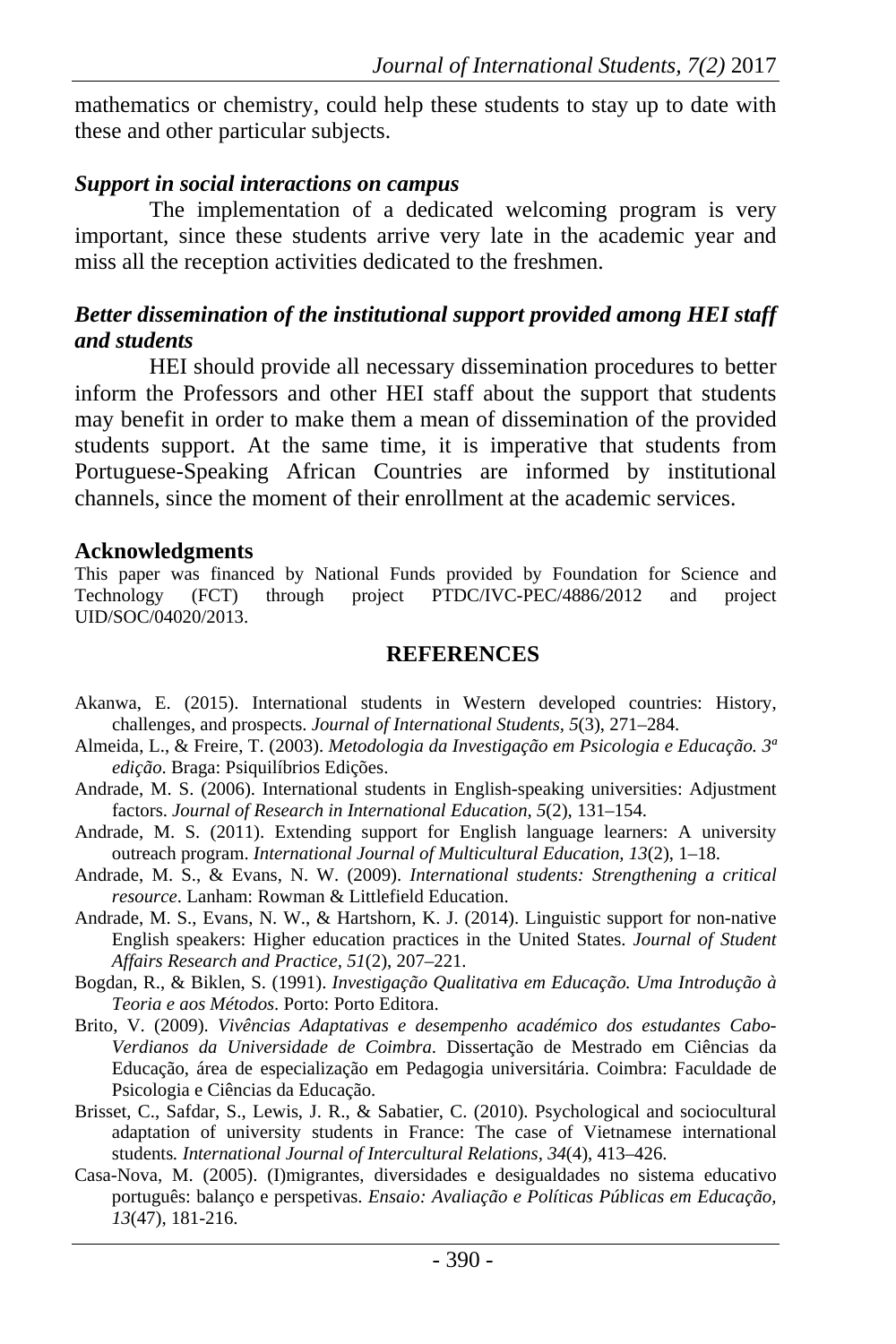mathematics or chemistry, could help these students to stay up to date with these and other particular subjects.

### *Support in social interactions on campus*

The implementation of a dedicated welcoming program is very important, since these students arrive very late in the academic year and miss all the reception activities dedicated to the freshmen.

### *Better dissemination of the institutional support provided among HEI staff and students*

HEI should provide all necessary dissemination procedures to better inform the Professors and other HEI staff about the support that students may benefit in order to make them a mean of dissemination of the provided students support. At the same time, it is imperative that students from Portuguese-Speaking African Countries are informed by institutional channels, since the moment of their enrollment at the academic services.

## Acknowledgments

This paper was financed by National Funds provided by Foundation for Science and Technology (FCT) through project PTDC/IVC-PEC/4886/2012 and project UID/SOC/04020/2013.

## REFERENCES

Akanwa, E. (2015). International students in Western developed countries: History, challenges, and prospects. *Journal of International Students, 5*(3), 271–284.

Almeida, L., & Freire, T. (2003). *Metodologia da Investigação em Psicologia e Educação. 3ª edição*. Braga: Psiquilíbrios Edições.

Andrade, M. S. (2006). International students in English-speaking universities: Adjustment factors. *Journal of Research in International Education, 5*(2), 131–154.

Andrade, M. S. (2011). Extending support for English language learners: A university outreach program. *International Journal of Multicultural Education, 13*(2), 1–18.

Andrade, M. S., & Evans, N. W. (2009). *International students: Strengthening a critical resource*. Lanham: Rowman & Littlefield Education.

Andrade, M. S., Evans, N. W., & Hartshorn, K. J. (2014). Linguistic support for non-native English speakers: Higher education practices in the United States. *Journal of Student Affairs Research and Practice, 51*(2), 207–221.

Bogdan, R., & Biklen, S. (1991). *Investigação Qualitativa em Educação. Uma Introdução à Teoria e aos Métodos*. Porto: Porto Editora.

Brito, V. (2009). *Vivências Adaptativas e desempenho académico dos estudantes Cabo-Verdianos da Universidade de Coimbra*. Dissertação de Mestrado em Ciências da Educação, área de especialização em Pedagogia universitária. Coimbra: Faculdade de Psicologia e Ciências da Educação.

Brisset, C., Safdar, S., Lewis, J. R., & Sabatier, C. (2010). Psychological and sociocultural adaptation of university students in France: The case of Vietnamese international students*. International Journal of Intercultural Relations, 34*(4), 413–426.

Casa-Nova, M. (2005). (I)migrantes, diversidades e desigualdades no sistema educativo português: balanço e perspetivas. *Ensaio: Avaliação e Políticas Públicas em Educação, 13*(47), 181-216.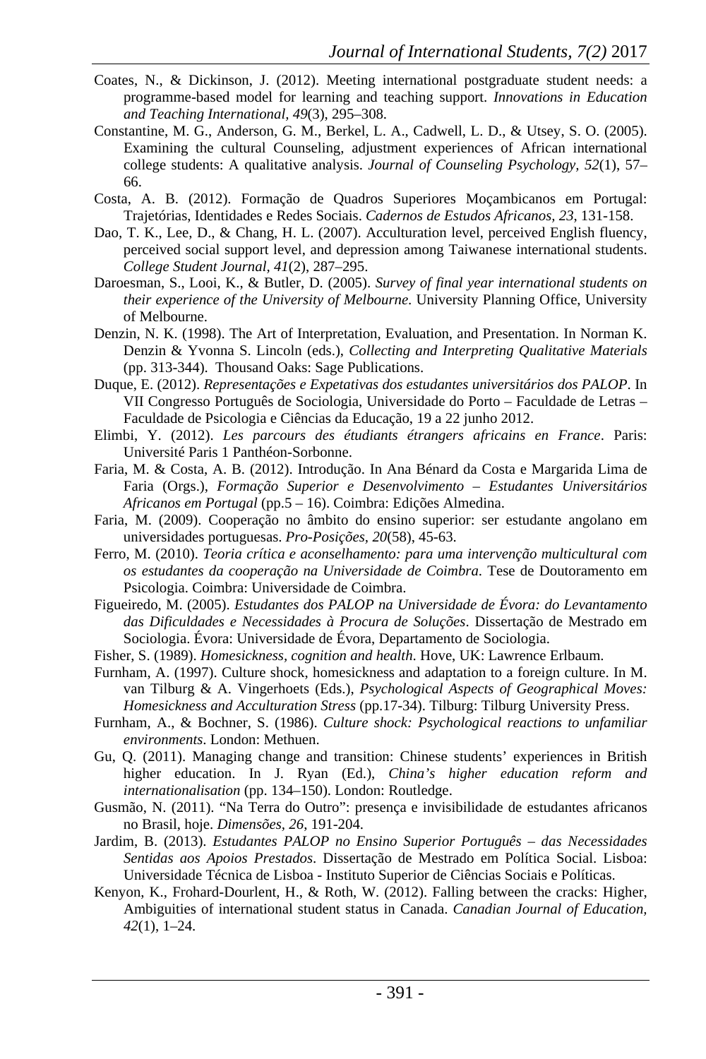Coates, N., & Dickinson, J. (2012). Meeting international postgraduate student needs: a programme-based model for learning and teaching support. *Innovations in Education and Teaching International, 49*(3), 295–308.

Constantine, M. G., Anderson, G. M., Berkel, L. A., Cadwell, L. D., & Utsey, S. O. (2005). Examining the cultural Counseling, adjustment experiences of African international college students: A qualitative analysis. *Journal of Counseling Psychology, 52*(1), 57–66.

Costa, A. B. (2012). Formação de Quadros Superiores Moçambicanos em Portugal: Trajetórias, Identidades e Redes Sociais. *Cadernos de Estudos Africanos, 23*, 131-158.

Dao, T. K., Lee, D., & Chang, H. L. (2007). Acculturation level, perceived English fluency, perceived social support level, and depression among Taiwanese international students. *College Student Journal, 41*(2), 287–295.

Daroesman, S., Looi, K., & Butler, D. (2005). *Survey of final year international students on their experience of the University of Melbourne*. University Planning Office, University of Melbourne.

Denzin, N. K. (1998). The Art of Interpretation, Evaluation, and Presentation. In Norman K. Denzin & Yvonna S. Lincoln (eds.), *Collecting and Interpreting Qualitative Materials* (pp. 313-344). Thousand Oaks: Sage Publications.

Duque, E. (2012). *Representações e Expetativas dos estudantes universitários dos PALOP*. In VII Congresso Português de Sociologia, Universidade do Porto – Faculdade de Letras – Faculdade de Psicologia e Ciências da Educação, 19 a 22 junho 2012.

Elimbi, Y. (2012). *Les parcours des étudiants étrangers africains en France*. Paris: Université Paris 1 Panthéon-Sorbonne.

Faria, M. & Costa, A. B. (2012). Introdução. In Ana Bénard da Costa e Margarida Lima de Faria (Orgs.), *Formação Superior e Desenvolvimento – Estudantes Universitários Africanos em Portugal* (pp.5 – 16). Coimbra: Edições Almedina.

Faria, M. (2009). Cooperação no âmbito do ensino superior: ser estudante angolano em universidades portuguesas. *Pro-Posições, 20*(58), 45-63.

Ferro, M. (2010). *Teoria crítica e aconselhamento: para uma intervenção multicultural com os estudantes da cooperação na Universidade de Coimbra*. Tese de Doutoramento em Psicologia. Coimbra: Universidade de Coimbra.

Figueiredo, M. (2005). *Estudantes dos PALOP na Universidade de Évora: do Levantamento das Dificuldades e Necessidades à Procura de Soluções*. Dissertação de Mestrado em Sociologia. Évora: Universidade de Évora, Departamento de Sociologia.

Fisher, S. (1989). *Homesickness, cognition and health*. Hove, UK: Lawrence Erlbaum.

Furnham, A. (1997). Culture shock, homesickness and adaptation to a foreign culture. In M. van Tilburg & A. Vingerhoets (Eds.), *Psychological Aspects of Geographical Moves: Homesickness and Acculturation Stress* (pp.17-34). Tilburg: Tilburg University Press.

Furnham, A., & Bochner, S. (1986). *Culture shock: Psychological reactions to unfamiliar environments*. London: Methuen.

Gu, Q. (2011). Managing change and transition: Chinese students' experiences in British higher education. In J. Ryan (Ed.), *China's higher education reform and internationalisation* (pp. 134–150). London: Routledge.

Gusmão, N. (2011). "Na Terra do Outro": presença e invisibilidade de estudantes africanos no Brasil, hoje. *Dimensões, 26*, 191-204.

Jardim, B. (2013). *Estudantes PALOP no Ensino Superior Português – das Necessidades Sentidas aos Apoios Prestados*. Dissertação de Mestrado em Política Social. Lisboa: Universidade Técnica de Lisboa - Instituto Superior de Ciências Sociais e Políticas.

Kenyon, K., Frohard-Dourlent, H., & Roth, W. (2012). Falling between the cracks: Higher, Ambiguities of international student status in Canada. *Canadian Journal of Education, 42*(1), 1–24.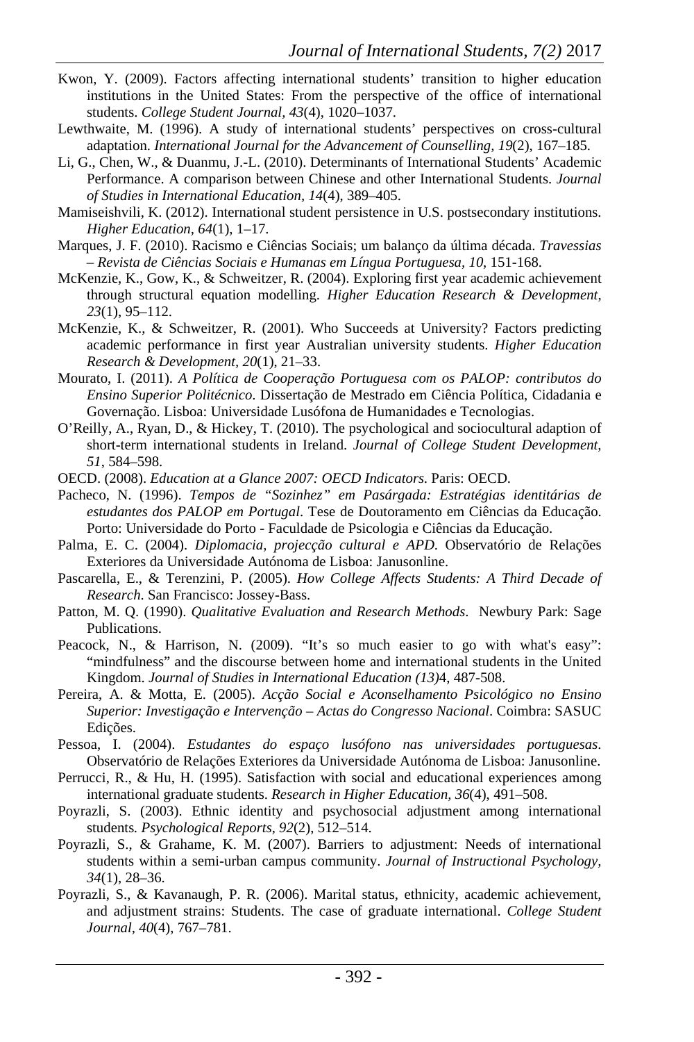Kwon, Y. (2009). Factors affecting international students' transition to higher education institutions in the United States: From the perspective of the office of international students. *College Student Journal, 43*(4), 1020–1037.

Lewthwaite, M. (1996). A study of international students' perspectives on cross-cultural adaptation. *International Journal for the Advancement of Counselling, 19*(2), 167–185.

Li, G., Chen, W., & Duanmu, J.-L. (2010). Determinants of International Students' Academic Performance. A comparison between Chinese and other International Students. *Journal of Studies in International Education, 14*(4), 389–405.

Mamiseishvili, K. (2012). International student persistence in U.S. postsecondary institutions. *Higher Education, 64*(1), 1–17.

Marques, J. F. (2010). Racismo e Ciências Sociais; um balanço da última década. *Travessias – Revista de Ciências Sociais e Humanas em Língua Portuguesa, 10*, 151-168.

McKenzie, K., Gow, K., & Schweitzer, R. (2004). Exploring first year academic achievement through structural equation modelling. *Higher Education Research & Development, 23*(1), 95–112.

McKenzie, K., & Schweitzer, R. (2001). Who Succeeds at University? Factors predicting academic performance in first year Australian university students. *Higher Education Research & Development, 20*(1), 21–33.

Mourato, I. (2011). *A Política de Cooperação Portuguesa com os PALOP: contributos do Ensino Superior Politécnico*. Dissertação de Mestrado em Ciência Política, Cidadania e Governação. Lisboa: Universidade Lusófona de Humanidades e Tecnologias.

O'Reilly, A., Ryan, D., & Hickey, T. (2010). The psychological and sociocultural adaption of short-term international students in Ireland. *Journal of College Student Development, 51*, 584–598.

OECD. (2008). *Education at a Glance 2007: OECD Indicators*. Paris: OECD.

Pacheco, N. (1996). *Tempos de "Sozinhez" em Pasárgada: Estratégias identitárias de estudantes dos PALOP em Portugal*. Tese de Doutoramento em Ciências da Educação. Porto: Universidade do Porto - Faculdade de Psicologia e Ciências da Educação.

Palma, E. C. (2004). *Diplomacia, projecção cultural e APD*. Observatório de Relações Exteriores da Universidade Autónoma de Lisboa: Janusonline.

Pascarella, E., & Terenzini, P. (2005). *How College Affects Students: A Third Decade of Research*. San Francisco: Jossey-Bass.

Patton, M. Q. (1990). *Qualitative Evaluation and Research Methods*. Newbury Park: Sage Publications.

Peacock, N., & Harrison, N. (2009). "It's so much easier to go with what's easy": "mindfulness" and the discourse between home and international students in the United Kingdom. *Journal of Studies in International Education (13)*4, 487-508.

Pereira, A. & Motta, E. (2005). *Acção Social e Aconselhamento Psicológico no Ensino Superior: Investigação e Intervenção – Actas do Congresso Nacional*. Coimbra: SASUC Edições.

Pessoa, I. (2004). *Estudantes do espaço lusófono nas universidades portuguesas*. Observatório de Relações Exteriores da Universidade Autónoma de Lisboa: Janusonline.

Perrucci, R., & Hu, H. (1995). Satisfaction with social and educational experiences among international graduate students. *Research in Higher Education, 36*(4), 491–508.

Poyrazli, S. (2003). Ethnic identity and psychosocial adjustment among international students. *Psychological Reports, 92*(2), 512–514.

Poyrazli, S., & Grahame, K. M. (2007). Barriers to adjustment: Needs of international students within a semi-urban campus community. *Journal of Instructional Psychology, 34*(1), 28–36.

Poyrazli, S., & Kavanaugh, P. R. (2006). Marital status, ethnicity, academic achievement, and adjustment strains: Students. The case of graduate international. *College Student Journal, 40*(4), 767–781.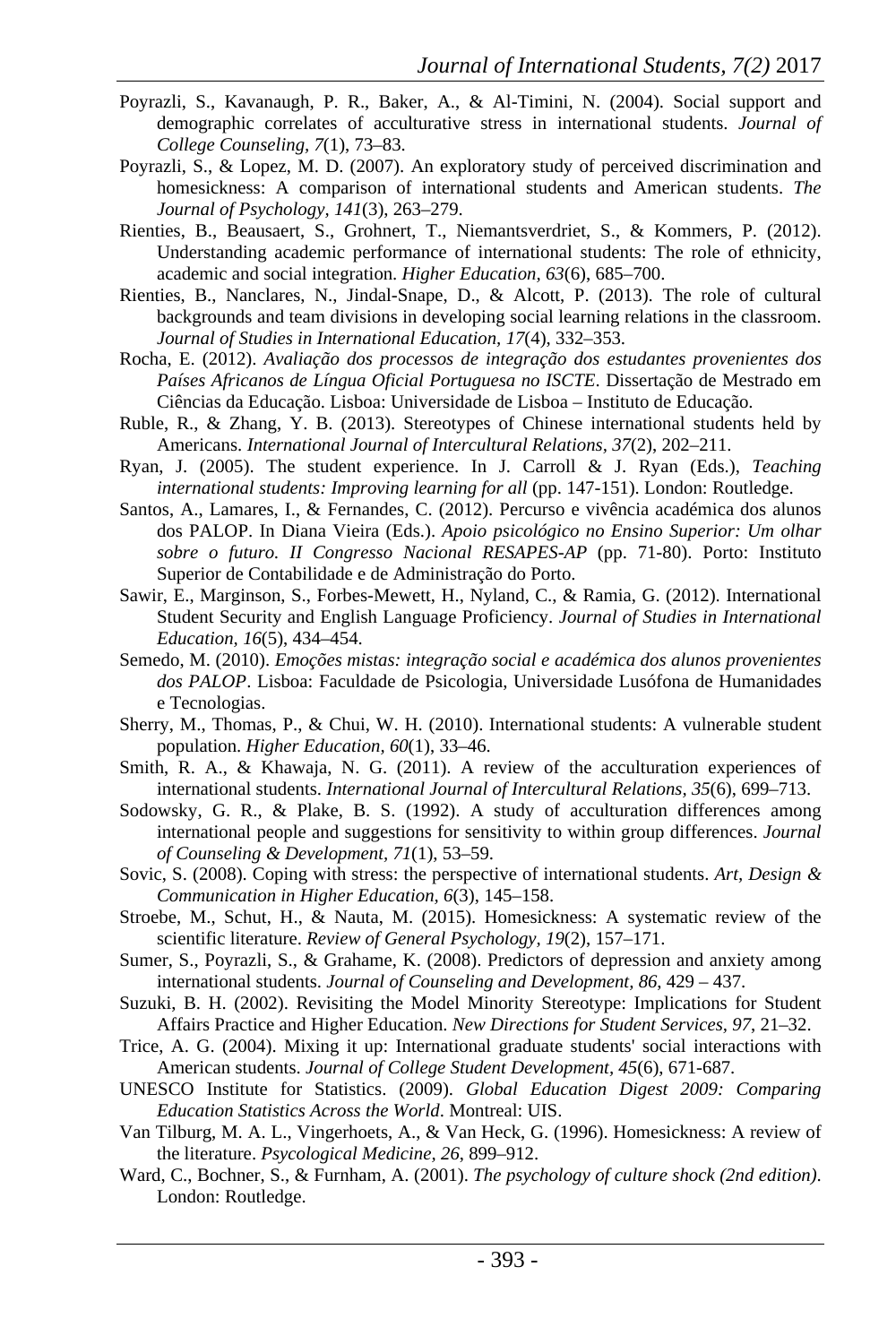Poyrazli, S., Kavanaugh, P. R., Baker, A., & Al-Timini, N. (2004). Social support and demographic correlates of acculturative stress in international students. *Journal of College Counseling, 7*(1), 73–83.

Poyrazli, S., & Lopez, M. D. (2007). An exploratory study of perceived discrimination and homesickness: A comparison of international students and American students. *The Journal of Psychology, 141*(3), 263–279.

Rienties, B., Beausaert, S., Grohnert, T., Niemantsverdriet, S., & Kommers, P. (2012). Understanding academic performance of international students: The role of ethnicity, academic and social integration. *Higher Education, 63*(6), 685–700.

Rienties, B., Nanclares, N., Jindal-Snape, D., & Alcott, P. (2013). The role of cultural backgrounds and team divisions in developing social learning relations in the classroom. *Journal of Studies in International Education, 17*(4), 332–353.

Rocha, E. (2012). *Avaliação dos processos de integração dos estudantes provenientes dos Países Africanos de Língua Oficial Portuguesa no ISCTE*. Dissertação de Mestrado em Ciências da Educação. Lisboa: Universidade de Lisboa – Instituto de Educação.

Ruble, R., & Zhang, Y. B. (2013). Stereotypes of Chinese international students held by Americans. *International Journal of Intercultural Relations, 37*(2), 202–211.

Ryan, J. (2005). The student experience. In J. Carroll & J. Ryan (Eds.), *Teaching international students: Improving learning for all* (pp. 147-151). London: Routledge.

Santos, A., Lamares, I., & Fernandes, C. (2012). Percurso e vivência académica dos alunos dos PALOP. In Diana Vieira (Eds.). *Apoio psicológico no Ensino Superior: Um olhar sobre o futuro. II Congresso Nacional RESAPES-AP* (pp. 71-80). Porto: Instituto Superior de Contabilidade e de Administração do Porto.

Sawir, E., Marginson, S., Forbes-Mewett, H., Nyland, C., & Ramia, G. (2012). International Student Security and English Language Proficiency. *Journal of Studies in International Education, 16*(5), 434–454.

Semedo, M. (2010). *Emoções mistas: integração social e académica dos alunos provenientes dos PALOP*. Lisboa: Faculdade de Psicologia, Universidade Lusófona de Humanidades e Tecnologias.

Sherry, M., Thomas, P., & Chui, W. H. (2010). International students: A vulnerable student population. *Higher Education, 60*(1), 33–46.

Smith, R. A., & Khawaja, N. G. (2011). A review of the acculturation experiences of international students. *International Journal of Intercultural Relations, 35*(6), 699–713.

Sodowsky, G. R., & Plake, B. S. (1992). A study of acculturation differences among international people and suggestions for sensitivity to within group differences. *Journal of Counseling & Development, 71*(1), 53–59.

Sovic, S. (2008). Coping with stress: the perspective of international students. *Art, Design & Communication in Higher Education, 6*(3), 145–158.

Stroebe, M., Schut, H., & Nauta, M. (2015). Homesickness: A systematic review of the scientific literature. *Review of General Psychology, 19*(2), 157–171.

Sumer, S., Poyrazli, S., & Grahame, K. (2008). Predictors of depression and anxiety among international students. *Journal of Counseling and Development, 86*, 429 – 437.

Suzuki, B. H. (2002). Revisiting the Model Minority Stereotype: Implications for Student Affairs Practice and Higher Education. *New Directions for Student Services, 97*, 21–32.

Trice, A. G. (2004). Mixing it up: International graduate students' social interactions with American students. *Journal of College Student Development, 45*(6), 671-687.

UNESCO Institute for Statistics. (2009). *Global Education Digest 2009: Comparing Education Statistics Across the World*. Montreal: UIS.

Van Tilburg, M. A. L., Vingerhoets, A., & Van Heck, G. (1996). Homesickness: A review of the literature. *Psycological Medicine, 26*, 899–912.

Ward, C., Bochner, S., & Furnham, A. (2001). *The psychology of culture shock (2nd edition)*. London: Routledge.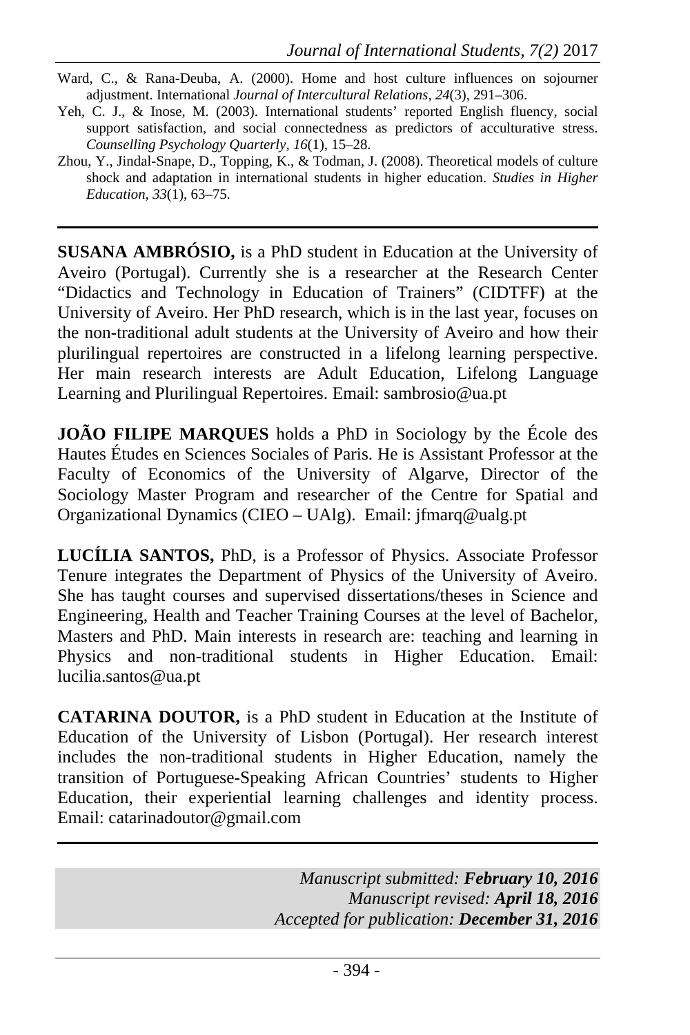Ward, C., & Rana-Deuba, A. (2000). Home and host culture influences on sojourner adjustment. International *Journal of Intercultural Relations, 24*(3), 291–306.

Yeh, C. J., & Inose, M. (2003). International students' reported English fluency, social support satisfaction, and social connectedness as predictors of acculturative stress. *Counselling Psychology Quarterly, 16*(1), 15–28.

Zhou, Y., Jindal-Snape, D., Topping, K., & Todman, J. (2008). Theoretical models of culture shock and adaptation in international students in higher education. *Studies in Higher Education, 33*(1), 63–75.

---

**SUSANA AMBRÓSIO,** is a PhD student in Education at the University of Aveiro (Portugal). Currently she is a researcher at the Research Center "Didactics and Technology in Education of Trainers" (CIDTFF) at the University of Aveiro. Her PhD research, which is in the last year, focuses on the non-traditional adult students at the University of Aveiro and how their plurilingual repertoires are constructed in a lifelong learning perspective. Her main research interests are Adult Education, Lifelong Language Learning and Plurilingual Repertoires. Email: sambrosio@ua.pt

**JOÃO FILIPE MARQUES** holds a PhD in Sociology by the École des Hautes Études en Sciences Sociales of Paris. He is Assistant Professor at the Faculty of Economics of the University of Algarve, Director of the Sociology Master Program and researcher of the Centre for Spatial and Organizational Dynamics (CIEO – UAlg). Email: jfmarq@ualg.pt

**LUCÍLIA SANTOS,** PhD, is a Professor of Physics. Associate Professor Tenure integrates the Department of Physics of the University of Aveiro. She has taught courses and supervised dissertations/theses in Science and Engineering, Health and Teacher Training Courses at the level of Bachelor, Masters and PhD. Main interests in research are: teaching and learning in Physics and non-traditional students in Higher Education. Email: lucilia.santos@ua.pt

**CATARINA DOUTOR,** is a PhD student in Education at the Institute of Education of the University of Lisbon (Portugal). Her research interest includes the non-traditional students in Higher Education, namely the transition of Portuguese-Speaking African Countries' students to Higher Education, their experiential learning challenges and identity process. Email: catarinadoutor@gmail.com

---

*Manuscript submitted: **February 10, 2016***
*Manuscript revised: **April 18, 2016***
*Accepted for publication: **December 31, 2016***